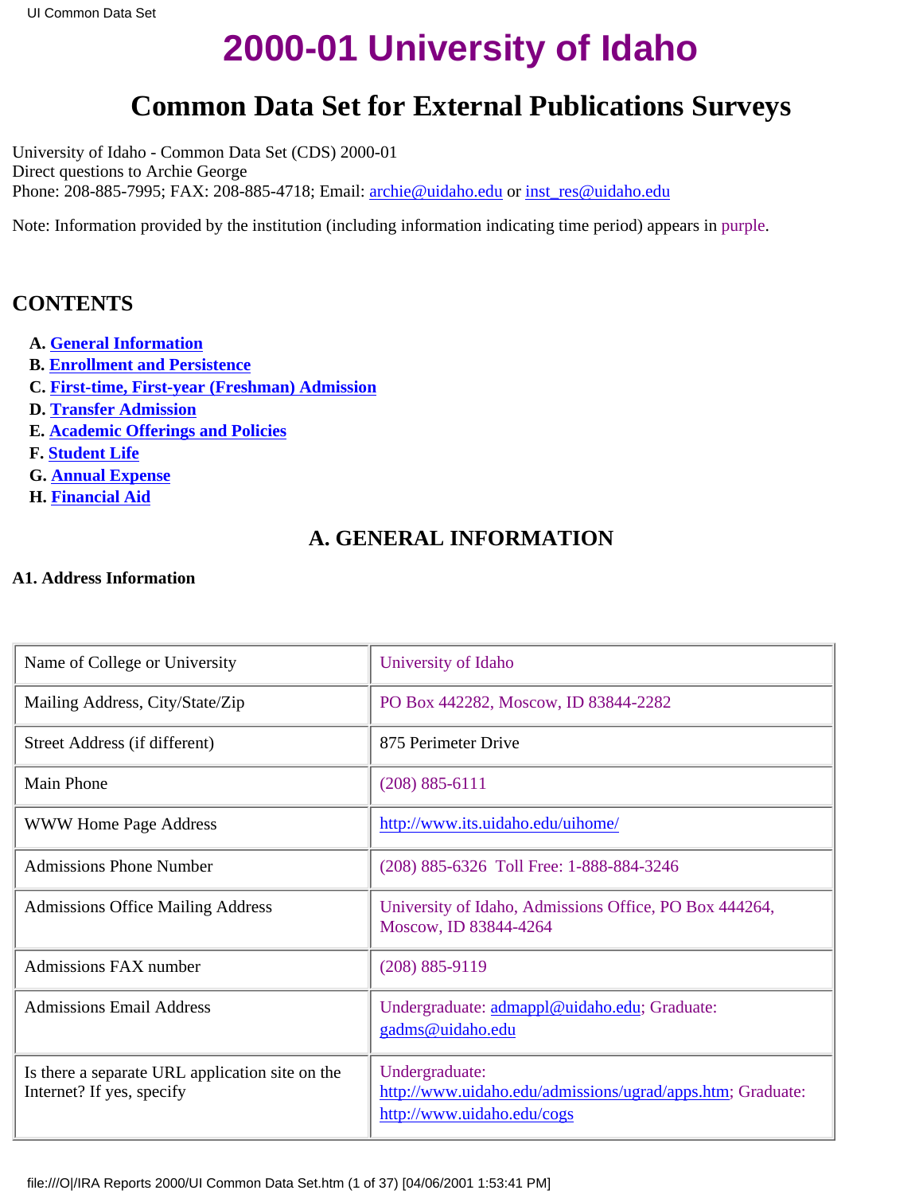# 2000-01 University of Idaho

## Common Data Set for External Publications Surveys

University of Idaho - Common Data Set (CDS) 2000-01
Direct questions to Archie George
Phone: 208-885-7995; FAX: 208-885-4718; Email: archie@uidaho.edu or inst_res@uidaho.edu

Note: Information provided by the institution (including information indicating time period) appears in purple.

## CONTENTS

**A.** General Information
**B.** Enrollment and Persistence
**C.** First-time, First-year (Freshman) Admission
**D.** Transfer Admission
**E.** Academic Offerings and Policies
**F.** Student Life
**G.** Annual Expense
**H.** Financial Aid

## A. GENERAL INFORMATION

**A1. Address Information**

| | |
|---|---|
| Name of College or University | University of Idaho |
| Mailing Address, City/State/Zip | PO Box 442282, Moscow, ID 83844-2282 |
| Street Address (if different) | 875 Perimeter Drive |
| Main Phone | (208) 885-6111 |
| WWW Home Page Address | http://www.its.uidaho.edu/uihome/ |
| Admissions Phone Number | (208) 885-6326 Toll Free: 1-888-884-3246 |
| Admissions Office Mailing Address | University of Idaho, Admissions Office, PO Box 444264, Moscow, ID 83844-4264 |
| Admissions FAX number | (208) 885-9119 |
| Admissions Email Address | Undergraduate: admappl@uidaho.edu; Graduate: gadms@uidaho.edu |
| Is there a separate URL application site on the Internet? If yes, specify | Undergraduate: http://www.uidaho.edu/admissions/ugrad/apps.htm; Graduate: http://www.uidaho.edu/cogs |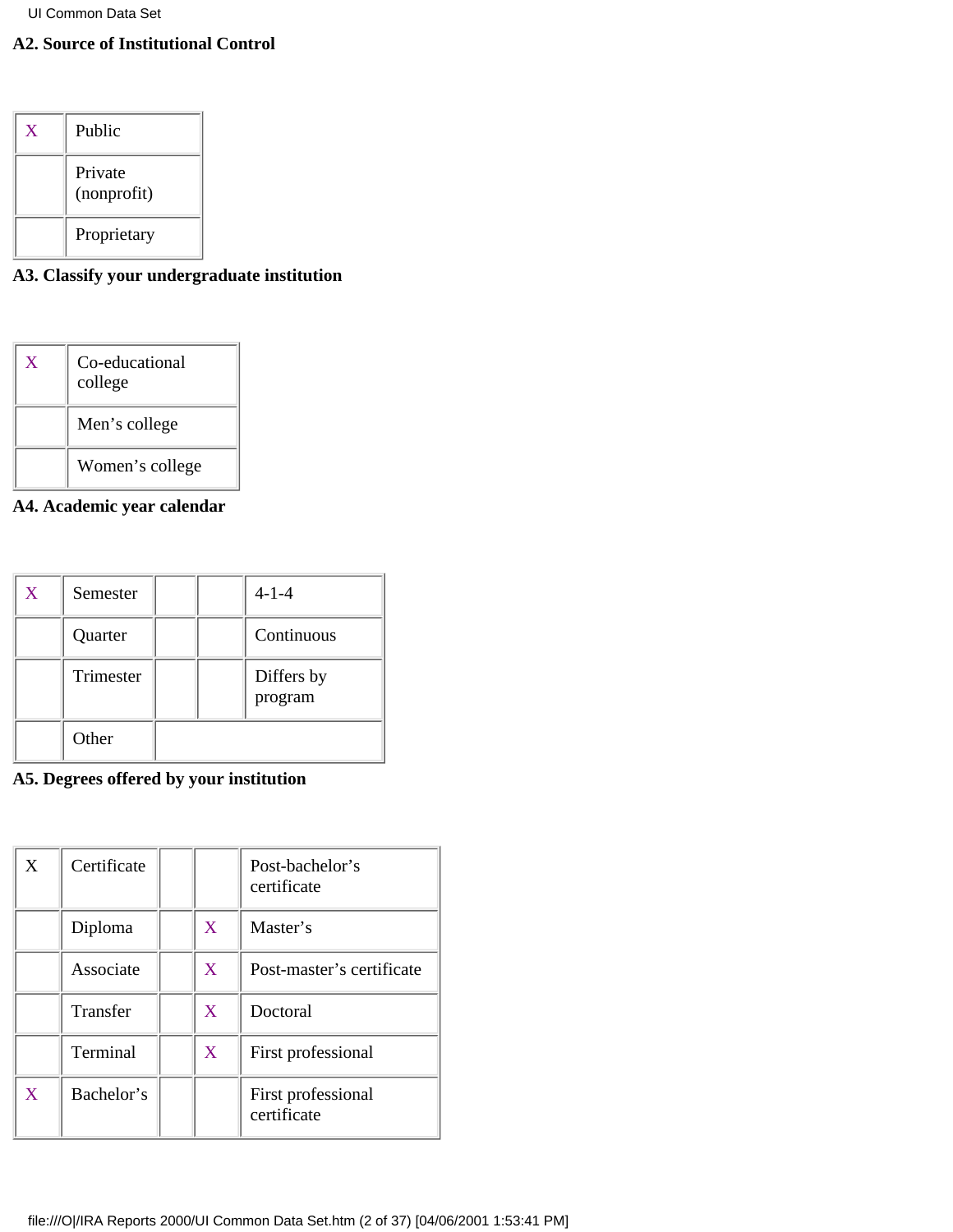**A2. Source of Institutional Control**

| | |
|---|---|
| X | Public |
| | Private (nonprofit) |
| | Proprietary |

**A3. Classify your undergraduate institution**

| | |
|---|---|
| X | Co-educational college |
| | Men's college |
| | Women's college |

**A4. Academic year calendar**

| | | | | |
|---|---|---|---|---|
| X | Semester | | | 4-1-4 |
| | Quarter | | | Continuous |
| | Trimester | | | Differs by program |
| | Other | | | |

**A5. Degrees offered by your institution**

| | | | | |
|---|---|---|---|---|
| X | Certificate | | | Post-bachelor's certificate |
| | Diploma | | X | Master's |
| | Associate | | X | Post-master's certificate |
| | Transfer | | X | Doctoral |
| | Terminal | | X | First professional |
| X | Bachelor's | | | First professional certificate |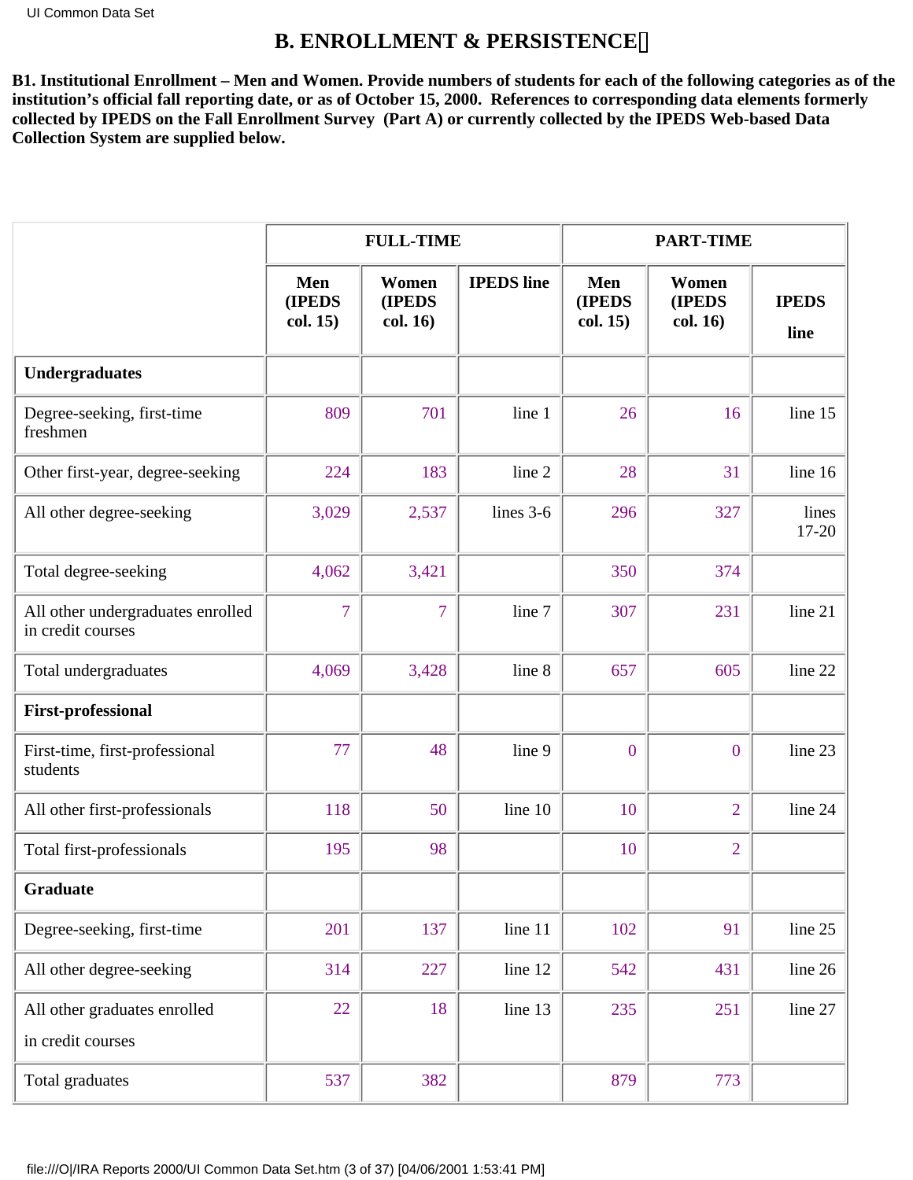# B. ENROLLMENT & PERSISTENCE

**B1. Institutional Enrollment – Men and Women. Provide numbers of students for each of the following categories as of the institution's official fall reporting date, or as of October 15, 2000. References to corresponding data elements formerly collected by IPEDS on the Fall Enrollment Survey (Part A) or currently collected by the IPEDS Web-based Data Collection System are supplied below.**

| | FULL-TIME | | | PART-TIME | | |
|---|---|---|---|---|---|---|
| | Men (IPEDS col. 15) | Women (IPEDS col. 16) | IPEDS line | Men (IPEDS col. 15) | Women (IPEDS col. 16) | IPEDS line |
| **Undergraduates** | | | | | | |
| Degree-seeking, first-time freshmen | 809 | 701 | line 1 | 26 | 16 | line 15 |
| Other first-year, degree-seeking | 224 | 183 | line 2 | 28 | 31 | line 16 |
| All other degree-seeking | 3,029 | 2,537 | lines 3-6 | 296 | 327 | lines 17-20 |
| Total degree-seeking | 4,062 | 3,421 | | 350 | 374 | |
| All other undergraduates enrolled in credit courses | 7 | 7 | line 7 | 307 | 231 | line 21 |
| Total undergraduates | 4,069 | 3,428 | line 8 | 657 | 605 | line 22 |
| **First-professional** | | | | | | |
| First-time, first-professional students | 77 | 48 | line 9 | 0 | 0 | line 23 |
| All other first-professionals | 118 | 50 | line 10 | 10 | 2 | line 24 |
| Total first-professionals | 195 | 98 | | 10 | 2 | |
| **Graduate** | | | | | | |
| Degree-seeking, first-time | 201 | 137 | line 11 | 102 | 91 | line 25 |
| All other degree-seeking | 314 | 227 | line 12 | 542 | 431 | line 26 |
| All other graduates enrolled in credit courses | 22 | 18 | line 13 | 235 | 251 | line 27 |
| Total graduates | 537 | 382 | | 879 | 773 | |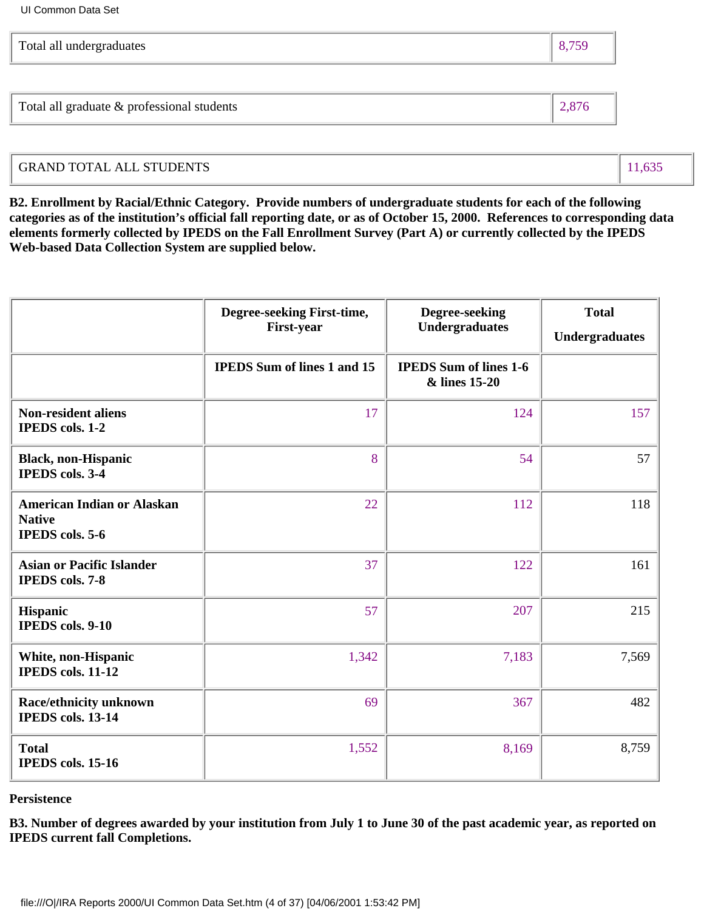| | |
|---|---|
| Total all undergraduates | 8,759 |

| | |
|---|---|
| Total all graduate & professional students | 2,876 |

| | |
|---|---|
| GRAND TOTAL ALL STUDENTS | 11,635 |

**B2. Enrollment by Racial/Ethnic Category. Provide numbers of undergraduate students for each of the following categories as of the institution's official fall reporting date, or as of October 15, 2000. References to corresponding data elements formerly collected by IPEDS on the Fall Enrollment Survey (Part A) or currently collected by the IPEDS Web-based Data Collection System are supplied below.**

| | Degree-seeking First-time, First-year | Degree-seeking Undergraduates | Total Undergraduates |
|---|---|---|---|
| | IPEDS Sum of lines 1 and 15 | IPEDS Sum of lines 1-6 & lines 15-20 | |
| **Non-resident aliens IPEDS cols. 1-2** | 17 | 124 | 157 |
| **Black, non-Hispanic IPEDS cols. 3-4** | 8 | 54 | 57 |
| **American Indian or Alaskan Native IPEDS cols. 5-6** | 22 | 112 | 118 |
| **Asian or Pacific Islander IPEDS cols. 7-8** | 37 | 122 | 161 |
| **Hispanic IPEDS cols. 9-10** | 57 | 207 | 215 |
| **White, non-Hispanic IPEDS cols. 11-12** | 1,342 | 7,183 | 7,569 |
| **Race/ethnicity unknown IPEDS cols. 13-14** | 69 | 367 | 482 |
| **Total IPEDS cols. 15-16** | 1,552 | 8,169 | 8,759 |

**Persistence**

**B3. Number of degrees awarded by your institution from July 1 to June 30 of the past academic year, as reported on IPEDS current fall Completions.**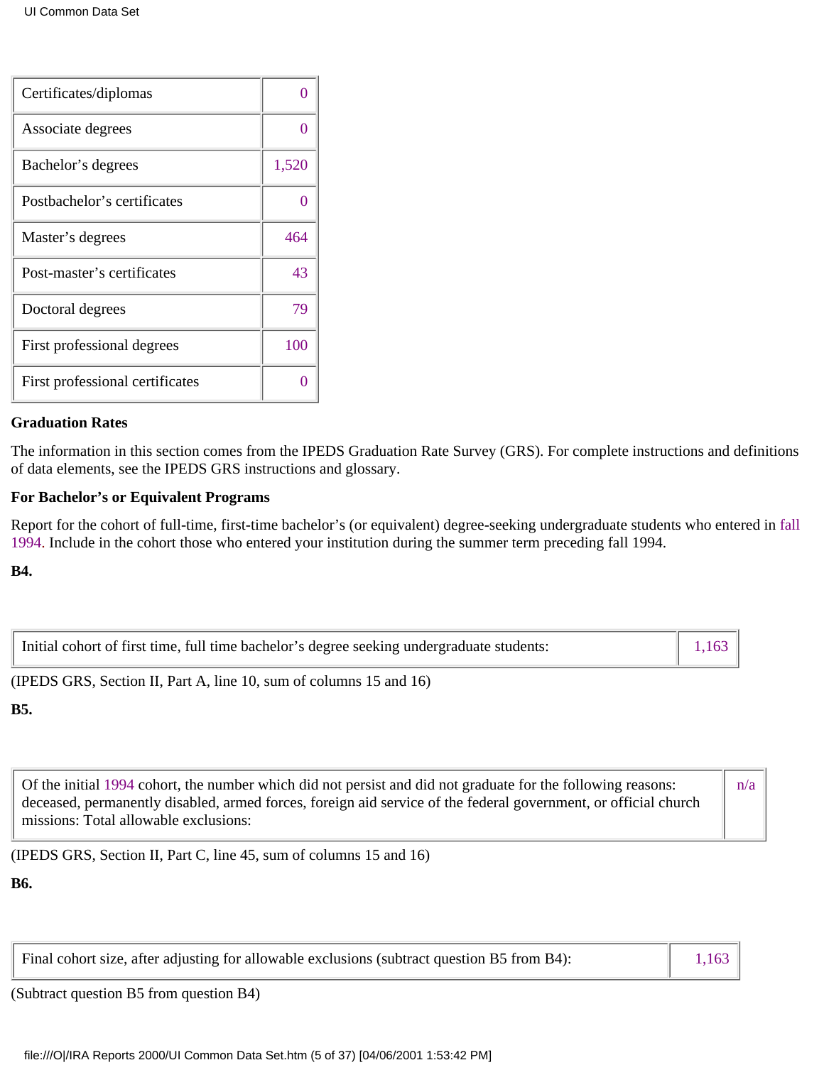| | |
|---|---|
| Certificates/diplomas | 0 |
| Associate degrees | 0 |
| Bachelor’s degrees | 1,520 |
| Postbachelor’s certificates | 0 |
| Master’s degrees | 464 |
| Post-master’s certificates | 43 |
| Doctoral degrees | 79 |
| First professional degrees | 100 |
| First professional certificates | 0 |

**Graduation Rates**

The information in this section comes from the IPEDS Graduation Rate Survey (GRS). For complete instructions and definitions of data elements, see the IPEDS GRS instructions and glossary.

**For Bachelor’s or Equivalent Programs**

Report for the cohort of full-time, first-time bachelor’s (or equivalent) degree-seeking undergraduate students who entered in fall 1994. Include in the cohort those who entered your institution during the summer term preceding fall 1994.

**B4.**

| | |
|---|---|
| Initial cohort of first time, full time bachelor’s degree seeking undergraduate students: | 1,163 |

(IPEDS GRS, Section II, Part A, line 10, sum of columns 15 and 16)

**B5.**

| | |
|---|---|
| Of the initial 1994 cohort, the number which did not persist and did not graduate for the following reasons: deceased, permanently disabled, armed forces, foreign aid service of the federal government, or official church missions: Total allowable exclusions: | n/a |

(IPEDS GRS, Section II, Part C, line 45, sum of columns 15 and 16)

**B6.**

| | |
|---|---|
| Final cohort size, after adjusting for allowable exclusions (subtract question B5 from B4): | 1,163 |

(Subtract question B5 from question B4)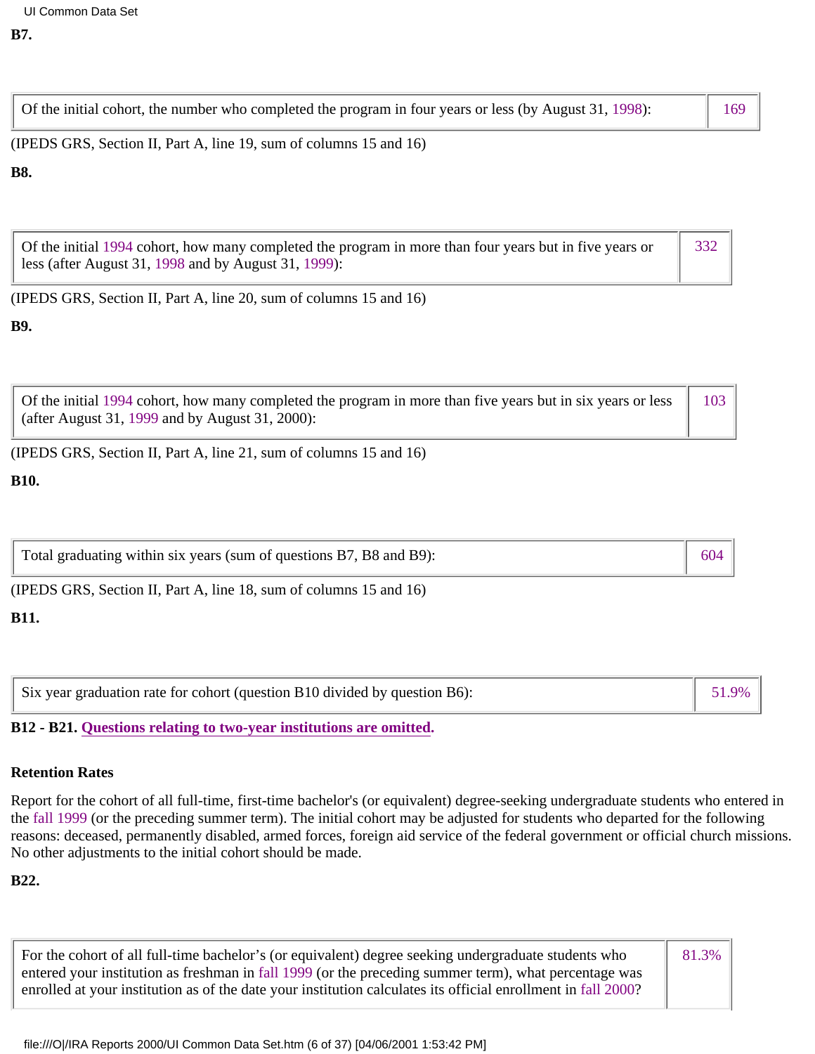**B7.**

| Of the initial cohort, the number who completed the program in four years or less (by August 31, 1998): | 169 |
|---|---|

(IPEDS GRS, Section II, Part A, line 19, sum of columns 15 and 16)

**B8.**

| Of the initial 1994 cohort, how many completed the program in more than four years but in five years or less (after August 31, 1998 and by August 31, 1999): | 332 |
|---|---|

(IPEDS GRS, Section II, Part A, line 20, sum of columns 15 and 16)

**B9.**

| Of the initial 1994 cohort, how many completed the program in more than five years but in six years or less (after August 31, 1999 and by August 31, 2000): | 103 |
|---|---|

(IPEDS GRS, Section II, Part A, line 21, sum of columns 15 and 16)

**B10.**

| Total graduating within six years (sum of questions B7, B8 and B9): | 604 |
|---|---|

(IPEDS GRS, Section II, Part A, line 18, sum of columns 15 and 16)

**B11.**

| Six year graduation rate for cohort (question B10 divided by question B6): | 51.9% |
|---|---|

**B12 - B21. Questions relating to two-year institutions are omitted.**

**Retention Rates**

Report for the cohort of all full-time, first-time bachelor's (or equivalent) degree-seeking undergraduate students who entered in the fall 1999 (or the preceding summer term). The initial cohort may be adjusted for students who departed for the following reasons: deceased, permanently disabled, armed forces, foreign aid service of the federal government or official church missions. No other adjustments to the initial cohort should be made.

**B22.**

| For the cohort of all full-time bachelor's (or equivalent) degree seeking undergraduate students who entered your institution as freshman in fall 1999 (or the preceding summer term), what percentage was enrolled at your institution as of the date your institution calculates its official enrollment in fall 2000? | 81.3% |
|---|---|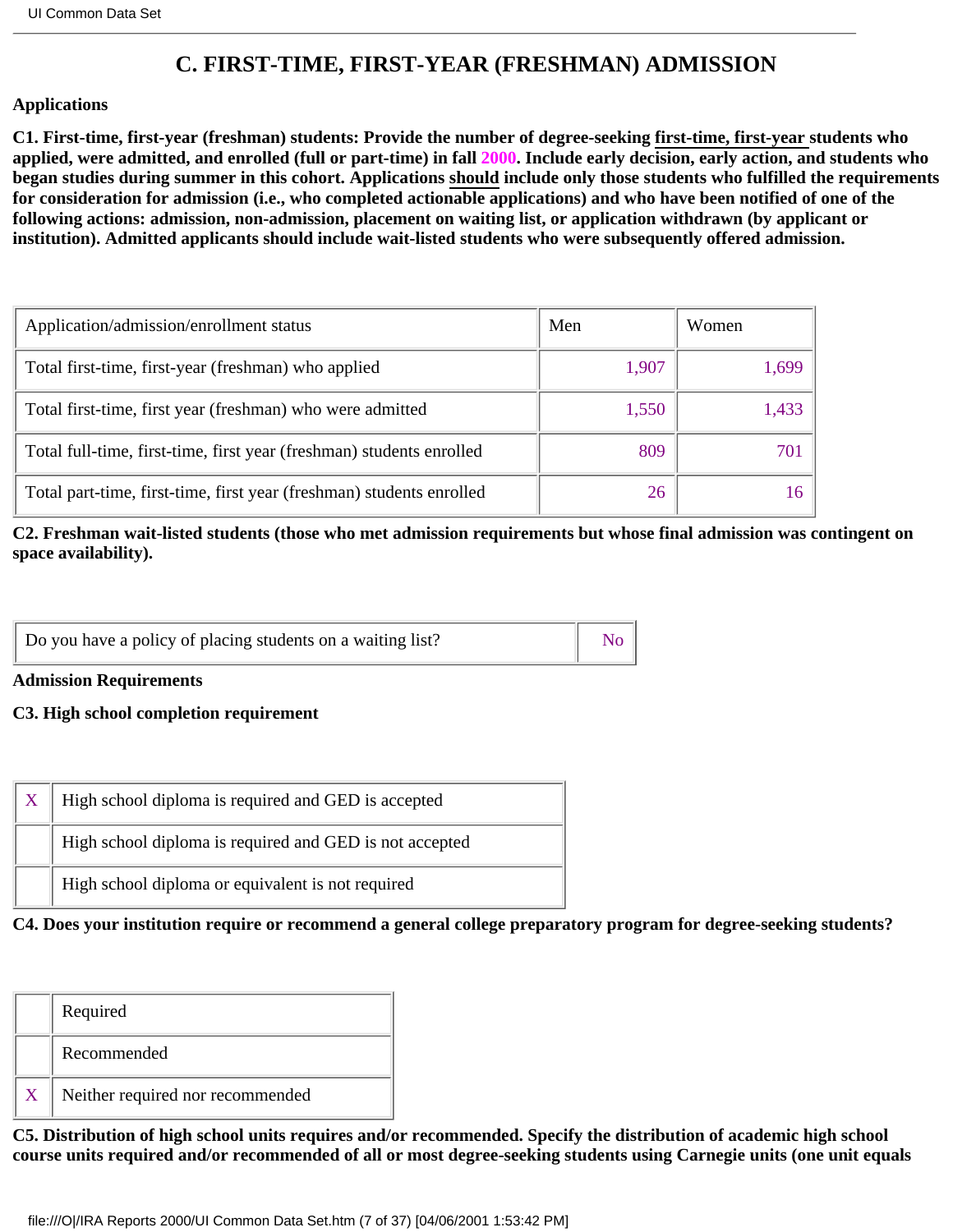# C. FIRST-TIME, FIRST-YEAR (FRESHMAN) ADMISSION

**Applications**

**C1. First-time, first-year (freshman) students: Provide the number of degree-seeking first-time, first-year students who applied, were admitted, and enrolled (full or part-time) in fall 2000. Include early decision, early action, and students who began studies during summer in this cohort. Applications should include only those students who fulfilled the requirements for consideration for admission (i.e., who completed actionable applications) and who have been notified of one of the following actions: admission, non-admission, placement on waiting list, or application withdrawn (by applicant or institution). Admitted applicants should include wait-listed students who were subsequently offered admission.**

| Application/admission/enrollment status | Men | Women |
|---|---|---|
| Total first-time, first-year (freshman) who applied | 1,907 | 1,699 |
| Total first-time, first year (freshman) who were admitted | 1,550 | 1,433 |
| Total full-time, first-time, first year (freshman) students enrolled | 809 | 701 |
| Total part-time, first-time, first year (freshman) students enrolled | 26 | 16 |

**C2. Freshman wait-listed students (those who met admission requirements but whose final admission was contingent on space availability).**

| Do you have a policy of placing students on a waiting list? | No |
|---|---|

**Admission Requirements**

**C3. High school completion requirement**

| | |
|---|---|
| X | High school diploma is required and GED is accepted |
| | High school diploma is required and GED is not accepted |
| | High school diploma or equivalent is not required |

**C4. Does your institution require or recommend a general college preparatory program for degree-seeking students?**

| | |
|---|---|
| | Required |
| | Recommended |
| X | Neither required nor recommended |

**C5. Distribution of high school units requires and/or recommended. Specify the distribution of academic high school course units required and/or recommended of all or most degree-seeking students using Carnegie units (one unit equals**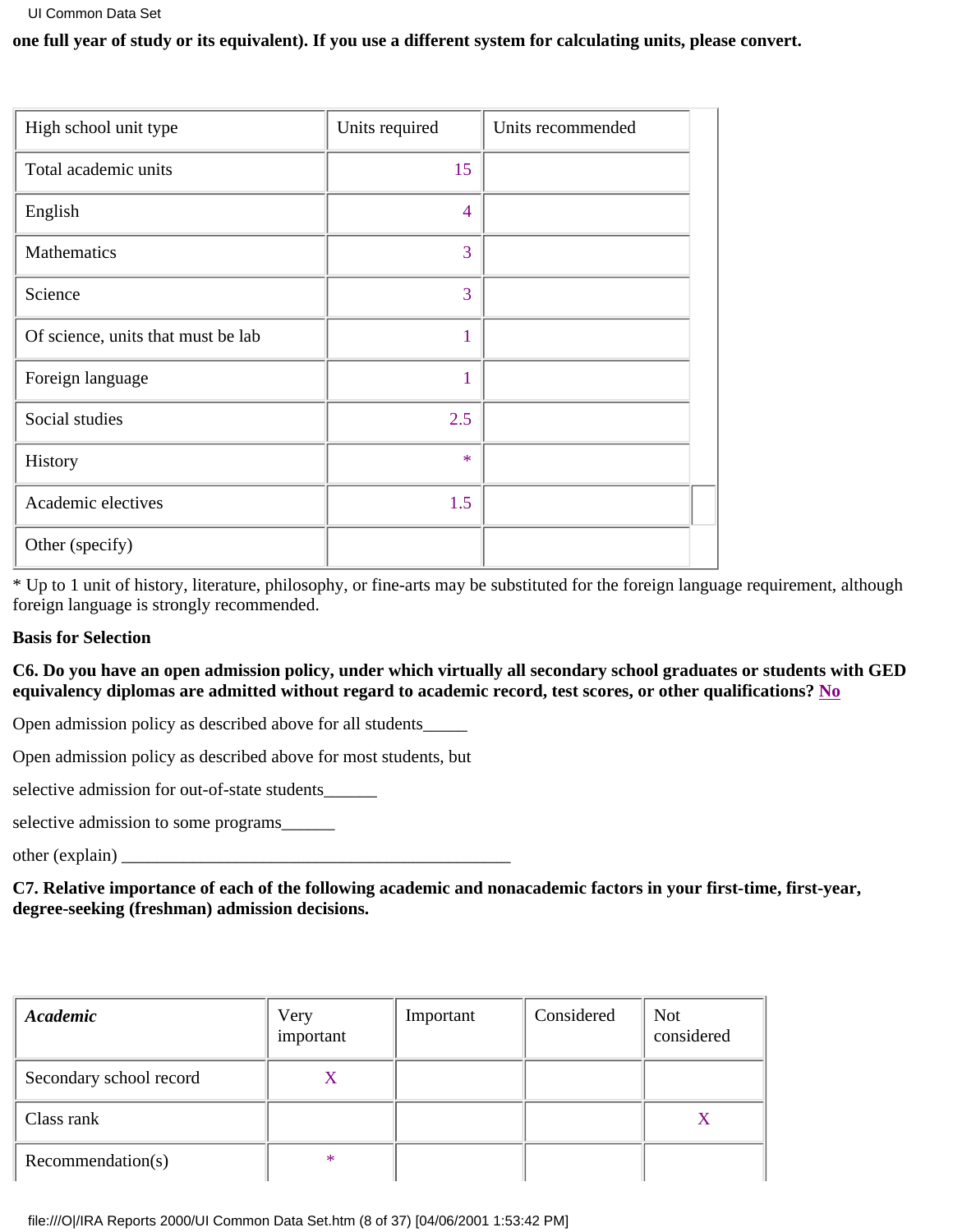**one full year of study or its equivalent). If you use a different system for calculating units, please convert.**

| High school unit type | Units required | Units recommended |
|---|---|---|
| Total academic units | 15 | |
| English | 4 | |
| Mathematics | 3 | |
| Science | 3 | |
| Of science, units that must be lab | 1 | |
| Foreign language | 1 | |
| Social studies | 2.5 | |
| History | * | |
| Academic electives | 1.5 | |
| Other (specify) | | |

* Up to 1 unit of history, literature, philosophy, or fine-arts may be substituted for the foreign language requirement, although foreign language is strongly recommended.

**Basis for Selection**

**C6. Do you have an open admission policy, under which virtually all secondary school graduates or students with GED equivalency diplomas are admitted without regard to academic record, test scores, or other qualifications? No**

Open admission policy as described above for all students_____

Open admission policy as described above for most students, but

selective admission for out-of-state students______

selective admission to some programs______

other (explain) ____________________________________________

**C7. Relative importance of each of the following academic and nonacademic factors in your first-time, first-year, degree-seeking (freshman) admission decisions.**

| *Academic* | Very important | Important | Considered | Not considered |
|---|---|---|---|---|
| Secondary school record | X | | | |
| Class rank | | | | X |
| Recommendation(s) | * | | | |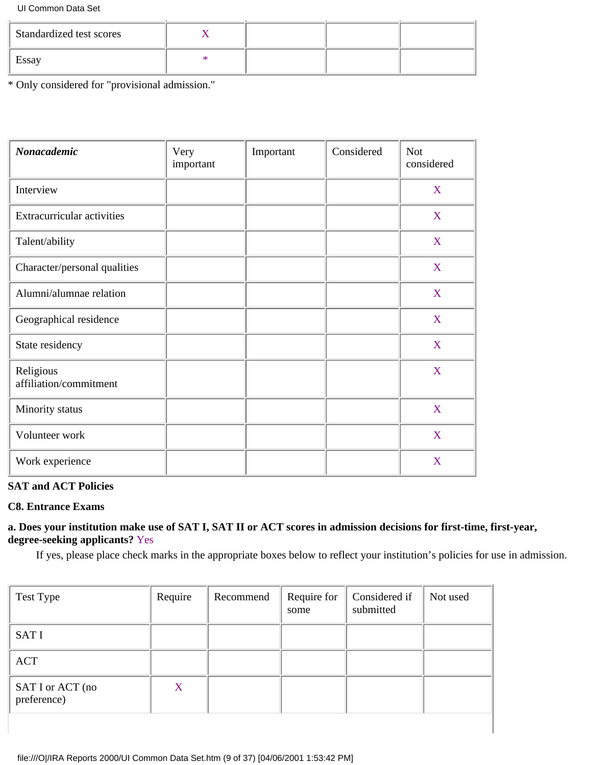| | | | | |
|---|---|---|---|---|
| Standardized test scores | X | | | |
| Essay | * | | | |

* Only considered for "provisional admission."

| ***Nonacademic*** | Very important | Important | Considered | Not considered |
|---|---|---|---|---|
| Interview | | | | X |
| Extracurricular activities | | | | X |
| Talent/ability | | | | X |
| Character/personal qualities | | | | X |
| Alumni/alumnae relation | | | | X |
| Geographical residence | | | | X |
| State residency | | | | X |
| Religious affiliation/commitment | | | | X |
| Minority status | | | | X |
| Volunteer work | | | | X |
| Work experience | | | | X |

**SAT and ACT Policies**

**C8. Entrance Exams**

**a. Does your institution make use of SAT I, SAT II or ACT scores in admission decisions for first-time, first-year, degree-seeking applicants?** Yes

If yes, please place check marks in the appropriate boxes below to reflect your institution's policies for use in admission.

| Test Type | Require | Recommend | Require for some | Considered if submitted | Not used |
|---|---|---|---|---|---|
| SAT I | | | | | |
| ACT | | | | | |
| SAT I or ACT (no preference) | X | | | | |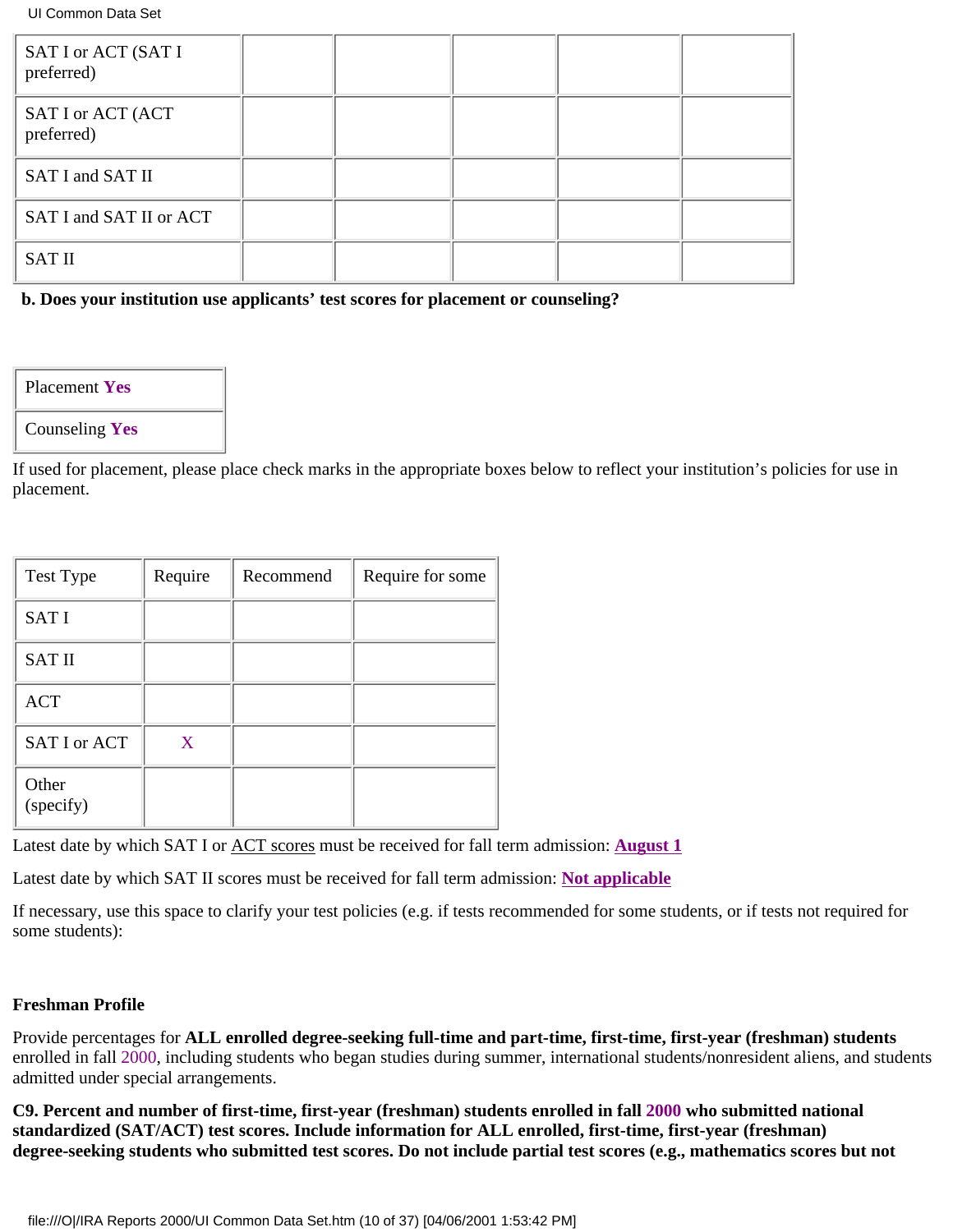| | | | | | |
|---|---|---|---|---|---|
| SAT I or ACT (SAT I preferred) | | | | | |
| SAT I or ACT (ACT preferred) | | | | | |
| SAT I and SAT II | | | | | |
| SAT I and SAT II or ACT | | | | | |
| SAT II | | | | | |

**b. Does your institution use applicants' test scores for placement or counseling?**

| | |
|---|---|
| Placement **Yes** | |
| Counseling **Yes** | |

If used for placement, please place check marks in the appropriate boxes below to reflect your institution's policies for use in placement.

| Test Type | Require | Recommend | Require for some |
|---|---|---|---|
| SAT I | | | |
| SAT II | | | |
| ACT | | | |
| SAT I or ACT | X | | |
| Other (specify) | | | |

Latest date by which SAT I or ACT scores must be received for fall term admission: **August 1**

Latest date by which SAT II scores must be received for fall term admission: **Not applicable**

If necessary, use this space to clarify your test policies (e.g. if tests recommended for some students, or if tests not required for some students):

**Freshman Profile**

Provide percentages for **ALL enrolled degree-seeking full-time and part-time, first-time, first-year (freshman) students** enrolled in fall 2000, including students who began studies during summer, international students/nonresident aliens, and students admitted under special arrangements.

**C9. Percent and number of first-time, first-year (freshman) students enrolled in fall 2000 who submitted national standardized (SAT/ACT) test scores. Include information for ALL enrolled, first-time, first-year (freshman) degree-seeking students who submitted test scores. Do not include partial test scores (e.g., mathematics scores but not**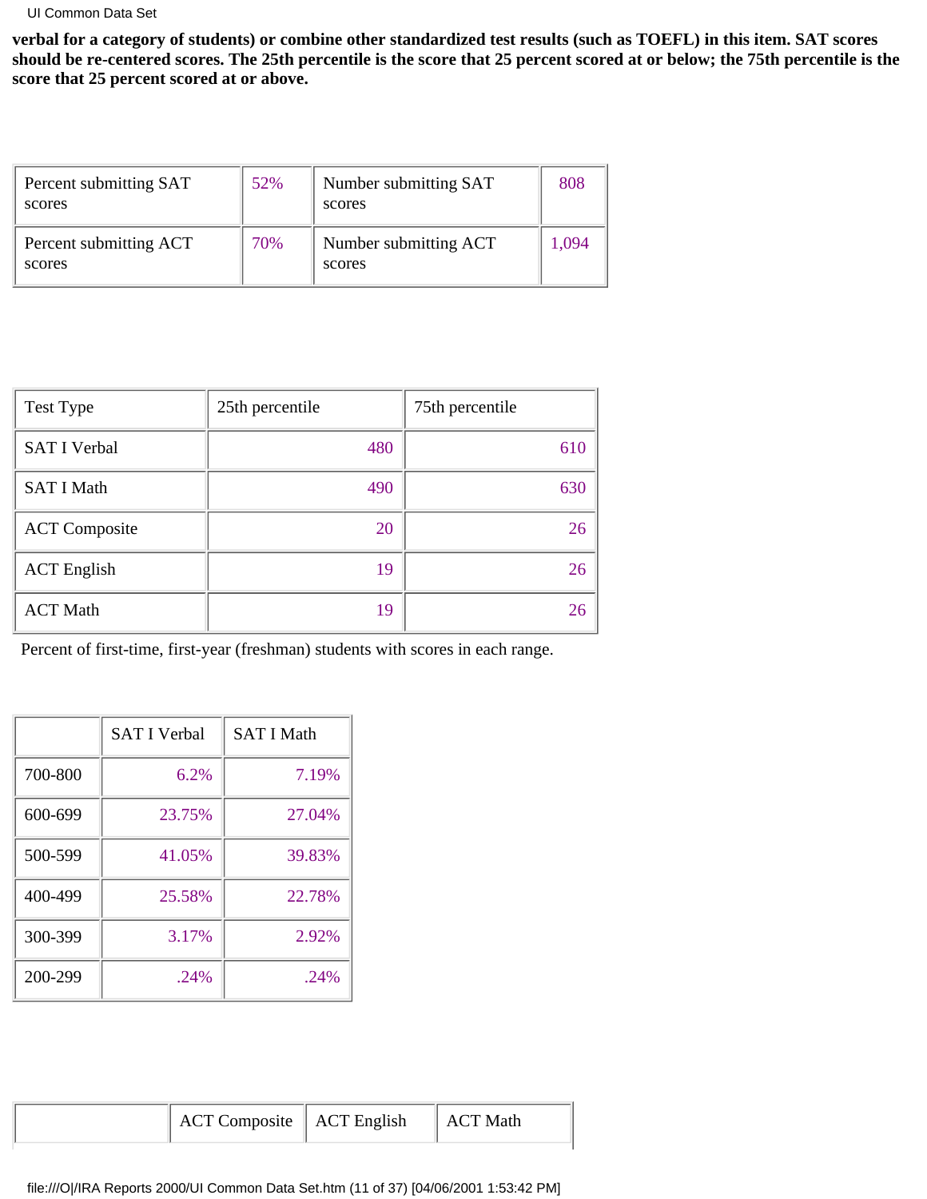**verbal for a category of students) or combine other standardized test results (such as TOEFL) in this item. SAT scores should be re-centered scores. The 25th percentile is the score that 25 percent scored at or below; the 75th percentile is the score that 25 percent scored at or above.**

| Percent submitting SAT scores | 52% | Number submitting SAT scores | 808 |
|---|---|---|---|
| Percent submitting ACT scores | 70% | Number submitting ACT scores | 1,094 |

| Test Type | 25th percentile | 75th percentile |
|---|---|---|
| SAT I Verbal | 480 | 610 |
| SAT I Math | 490 | 630 |
| ACT Composite | 20 | 26 |
| ACT English | 19 | 26 |
| ACT Math | 19 | 26 |

Percent of first-time, first-year (freshman) students with scores in each range.

| | SAT I Verbal | SAT I Math |
|---|---|---|
| 700-800 | 6.2% | 7.19% |
| 600-699 | 23.75% | 27.04% |
| 500-599 | 41.05% | 39.83% |
| 400-499 | 25.58% | 22.78% |
| 300-399 | 3.17% | 2.92% |
| 200-299 | .24% | .24% |

| | ACT Composite | ACT English | ACT Math |
|---|---|---|---|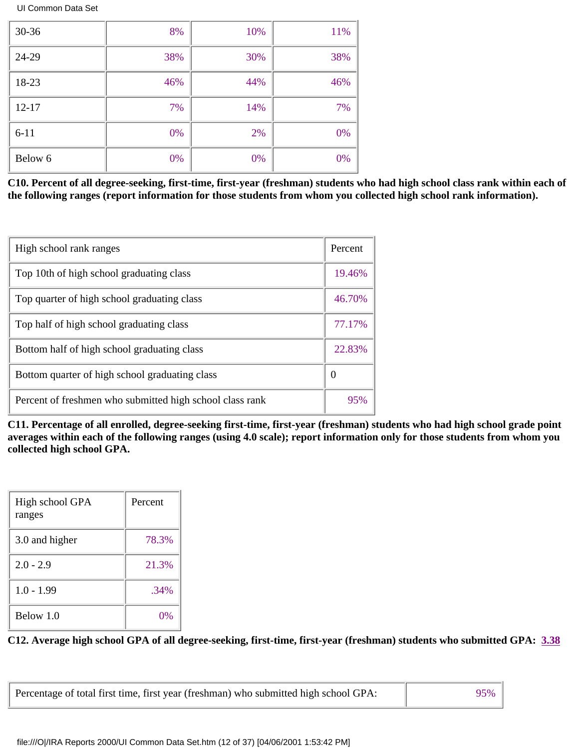| | | | |
|---|---|---|---|
| 30-36 | 8% | 10% | 11% |
| 24-29 | 38% | 30% | 38% |
| 18-23 | 46% | 44% | 46% |
| 12-17 | 7% | 14% | 7% |
| 6-11 | 0% | 2% | 0% |
| Below 6 | 0% | 0% | 0% |

**C10. Percent of all degree-seeking, first-time, first-year (freshman) students who had high school class rank within each of the following ranges (report information for those students from whom you collected high school rank information).**

| High school rank ranges | Percent |
|---|---|
| Top 10th of high school graduating class | 19.46% |
| Top quarter of high school graduating class | 46.70% |
| Top half of high school graduating class | 77.17% |
| Bottom half of high school graduating class | 22.83% |
| Bottom quarter of high school graduating class | 0 |
| Percent of freshmen who submitted high school class rank | 95% |

**C11. Percentage of all enrolled, degree-seeking first-time, first-year (freshman) students who had high school grade point averages within each of the following ranges (using 4.0 scale); report information only for those students from whom you collected high school GPA.**

| High school GPA ranges | Percent |
|---|---|
| 3.0 and higher | 78.3% |
| 2.0 - 2.9 | 21.3% |
| 1.0 - 1.99 | .34% |
| Below 1.0 | 0% |

**C12. Average high school GPA of all degree-seeking, first-time, first-year (freshman) students who submitted GPA: 3.38**

| | |
|---|---|
| Percentage of total first time, first year (freshman) who submitted high school GPA: | 95% |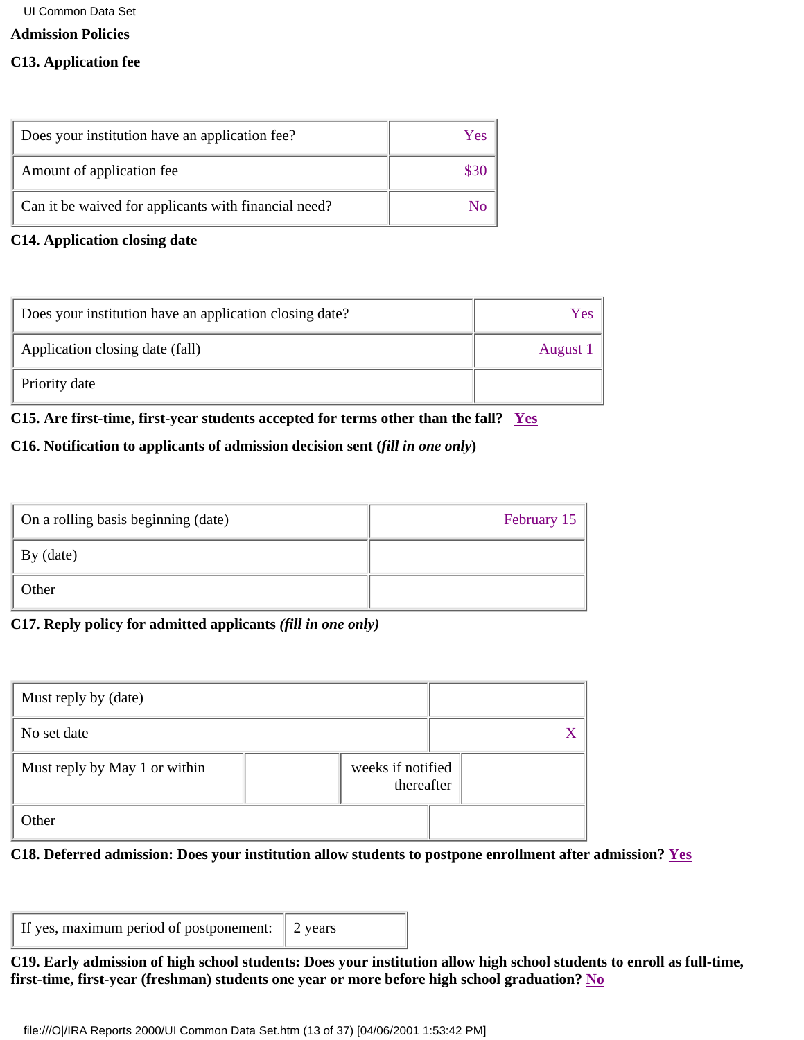**Admission Policies**

**C13. Application fee**

| | |
|---|---|
| Does your institution have an application fee? | Yes |
| Amount of application fee | $30 |
| Can it be waived for applicants with financial need? | No |

**C14. Application closing date**

| | |
|---|---|
| Does your institution have an application closing date? | Yes |
| Application closing date (fall) | August 1 |
| Priority date | |

**C15. Are first-time, first-year students accepted for terms other than the fall? Yes**

**C16. Notification to applicants of admission decision sent (*fill in one only*)**

| | |
|---|---|
| On a rolling basis beginning (date) | February 15 |
| By (date) | |
| Other | |

**C17. Reply policy for admitted applicants *(fill in one only)***

| | | | |
|---|---|---|---|
| Must reply by (date) | | | |
| No set date | | | X |
| Must reply by May 1 or within | | weeks if notified thereafter | |
| Other | | | |

**C18. Deferred admission: Does your institution allow students to postpone enrollment after admission? Yes**

| | |
|---|---|
| If yes, maximum period of postponement: | 2 years |

**C19. Early admission of high school students: Does your institution allow high school students to enroll as full-time, first-time, first-year (freshman) students one year or more before high school graduation? No**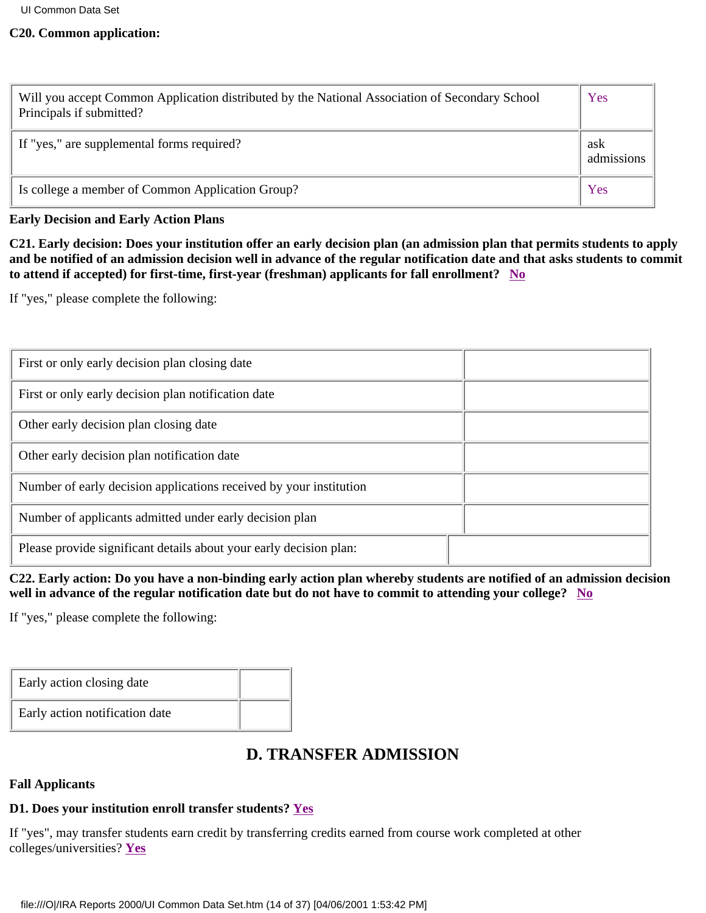**C20. Common application:**

| | |
|---|---|
| Will you accept Common Application distributed by the National Association of Secondary School Principals if submitted? | Yes |
| If "yes," are supplemental forms required? | ask admissions |
| Is college a member of Common Application Group? | Yes |

**Early Decision and Early Action Plans**

**C21. Early decision: Does your institution offer an early decision plan (an admission plan that permits students to apply and be notified of an admission decision well in advance of the regular notification date and that asks students to commit to attend if accepted) for first-time, first-year (freshman) applicants for fall enrollment? No**

If "yes," please complete the following:

| | |
|---|---|
| First or only early decision plan closing date | |
| First or only early decision plan notification date | |
| Other early decision plan closing date | |
| Other early decision plan notification date | |
| Number of early decision applications received by your institution | |
| Number of applicants admitted under early decision plan | |
| Please provide significant details about your early decision plan: | |

**C22. Early action: Do you have a non-binding early action plan whereby students are notified of an admission decision well in advance of the regular notification date but do not have to commit to attending your college? No**

If "yes," please complete the following:

| | |
|---|---|
| Early action closing date | |
| Early action notification date | |

## D. TRANSFER ADMISSION

**Fall Applicants**

**D1. Does your institution enroll transfer students? Yes**

If "yes", may transfer students earn credit by transferring credits earned from course work completed at other colleges/universities? **Yes**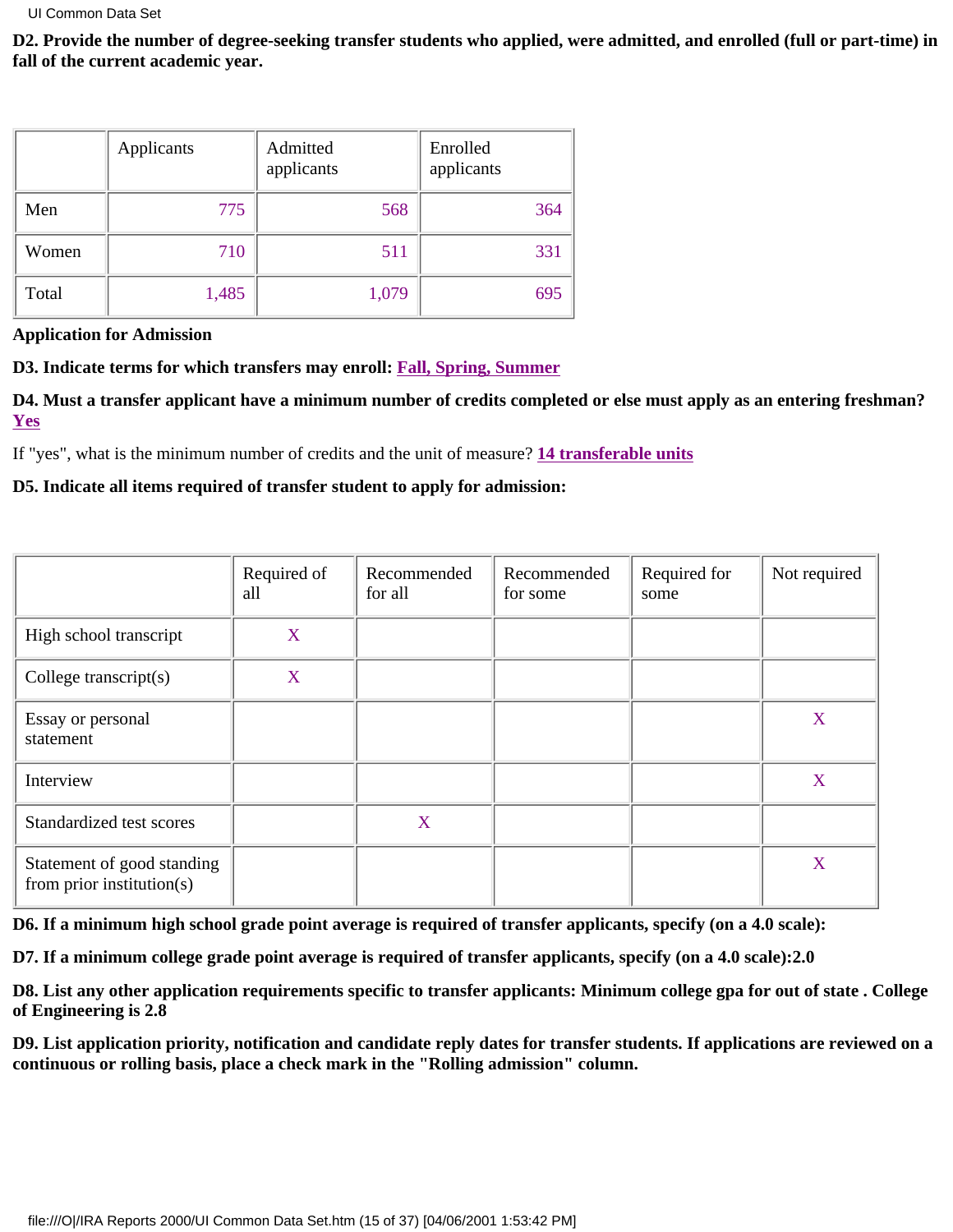**D2. Provide the number of degree-seeking transfer students who applied, were admitted, and enrolled (full or part-time) in fall of the current academic year.**

| | Applicants | Admitted applicants | Enrolled applicants |
|---|---|---|---|
| Men | 775 | 568 | 364 |
| Women | 710 | 511 | 331 |
| Total | 1,485 | 1,079 | 695 |

**Application for Admission**

**D3. Indicate terms for which transfers may enroll: Fall, Spring, Summer**

**D4. Must a transfer applicant have a minimum number of credits completed or else must apply as an entering freshman? Yes**

If "yes", what is the minimum number of credits and the unit of measure? **14 transferable units**

**D5. Indicate all items required of transfer student to apply for admission:**

| | Required of all | Recommended for all | Recommended for some | Required for some | Not required |
|---|---|---|---|---|---|
| High school transcript | X | | | | |
| College transcript(s) | X | | | | |
| Essay or personal statement | | | | | X |
| Interview | | | | | X |
| Standardized test scores | | X | | | |
| Statement of good standing from prior institution(s) | | | | | X |

**D6. If a minimum high school grade point average is required of transfer applicants, specify (on a 4.0 scale):**

**D7. If a minimum college grade point average is required of transfer applicants, specify (on a 4.0 scale):2.0**

**D8. List any other application requirements specific to transfer applicants: Minimum college gpa for out of state . College of Engineering is 2.8**

**D9. List application priority, notification and candidate reply dates for transfer students. If applications are reviewed on a continuous or rolling basis, place a check mark in the "Rolling admission" column.**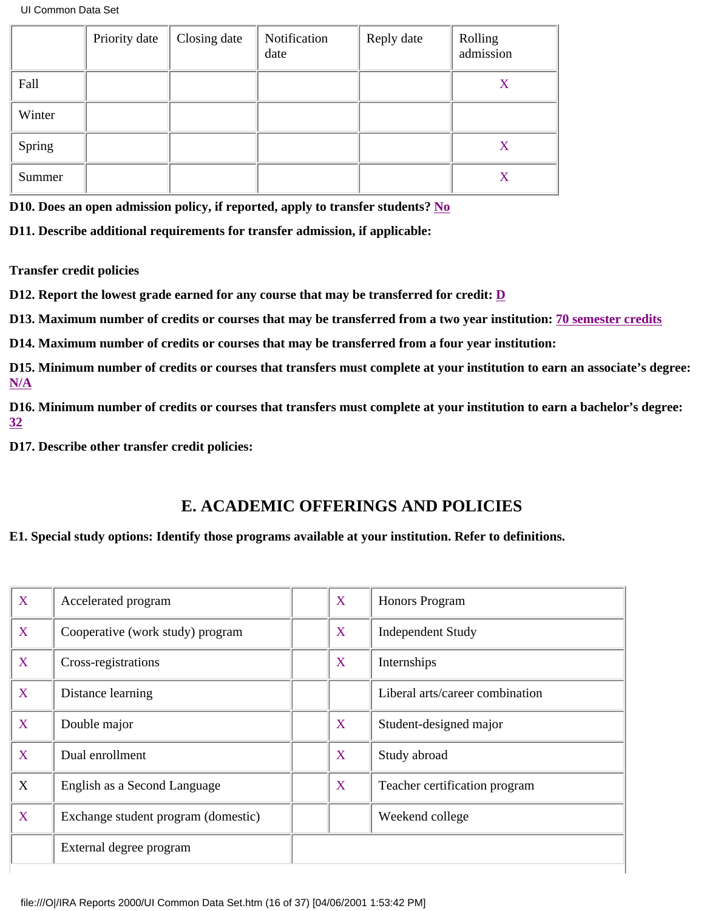| | Priority date | Closing date | Notification date | Reply date | Rolling admission |
|---|---|---|---|---|---|
| Fall | | | | | X |
| Winter | | | | | |
| Spring | | | | | X |
| Summer | | | | | X |

**D10. Does an open admission policy, if reported, apply to transfer students? No**

**D11. Describe additional requirements for transfer admission, if applicable:**

**Transfer credit policies**

**D12. Report the lowest grade earned for any course that may be transferred for credit: D**

**D13. Maximum number of credits or courses that may be transferred from a two year institution: 70 semester credits**

**D14. Maximum number of credits or courses that may be transferred from a four year institution:**

**D15. Minimum number of credits or courses that transfers must complete at your institution to earn an associate's degree: N/A**

**D16. Minimum number of credits or courses that transfers must complete at your institution to earn a bachelor's degree: 32**

**D17. Describe other transfer credit policies:**

## E. ACADEMIC OFFERINGS AND POLICIES

**E1. Special study options: Identify those programs available at your institution. Refer to definitions.**

| | | | | |
|---|---|---|---|---|
| X | Accelerated program | | X | Honors Program |
| X | Cooperative (work study) program | | X | Independent Study |
| X | Cross-registrations | | X | Internships |
| X | Distance learning | | | Liberal arts/career combination |
| X | Double major | | X | Student-designed major |
| X | Dual enrollment | | X | Study abroad |
| X | English as a Second Language | | X | Teacher certification program |
| X | Exchange student program (domestic) | | | Weekend college |
| | External degree program | | | |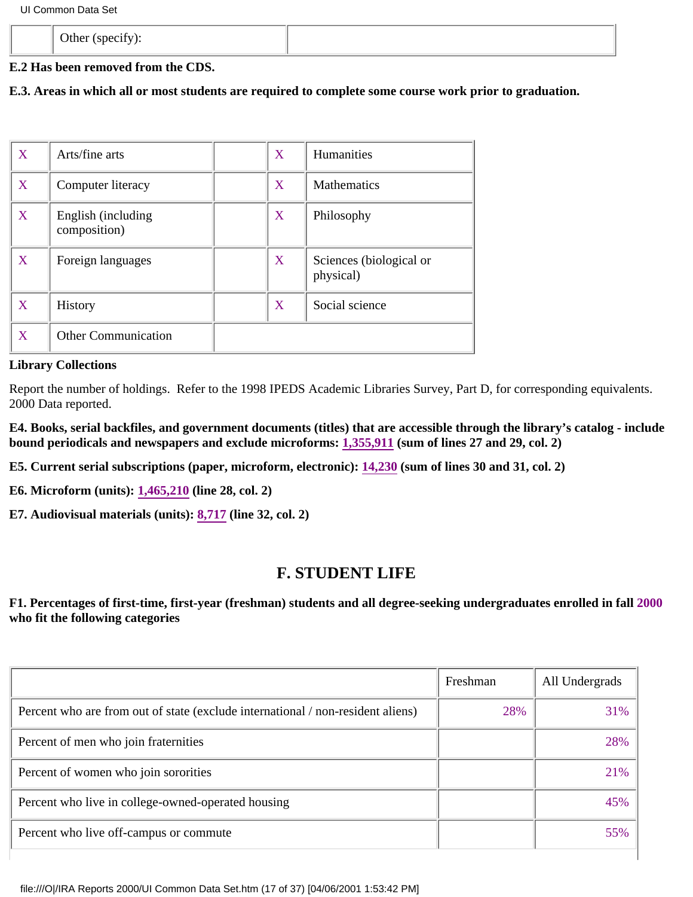| | Other (specify): | |
|---|---|---|

**E.2 Has been removed from the CDS.**

**E.3. Areas in which all or most students are required to complete some course work prior to graduation.**

| | | | | |
|---|---|---|---|---|
| X | Arts/fine arts | | X | Humanities |
| X | Computer literacy | | X | Mathematics |
| X | English (including composition) | | X | Philosophy |
| X | Foreign languages | | X | Sciences (biological or physical) |
| X | History | | X | Social science |
| X | Other Communication | | | |

**Library Collections**

Report the number of holdings. Refer to the 1998 IPEDS Academic Libraries Survey, Part D, for corresponding equivalents. 2000 Data reported.

**E4. Books, serial backfiles, and government documents (titles) that are accessible through the library's catalog - include bound periodicals and newspapers and exclude microforms: 1,355,911 (sum of lines 27 and 29, col. 2)**

**E5. Current serial subscriptions (paper, microform, electronic): 14,230 (sum of lines 30 and 31, col. 2)**

**E6. Microform (units): 1,465,210 (line 28, col. 2)**

**E7. Audiovisual materials (units): 8,717 (line 32, col. 2)**

## F. STUDENT LIFE

**F1. Percentages of first-time, first-year (freshman) students and all degree-seeking undergraduates enrolled in fall 2000 who fit the following categories**

| | Freshman | All Undergrads |
|---|---|---|
| Percent who are from out of state (exclude international / non-resident aliens) | 28% | 31% |
| Percent of men who join fraternities | | 28% |
| Percent of women who join sororities | | 21% |
| Percent who live in college-owned-operated housing | | 45% |
| Percent who live off-campus or commute | | 55% |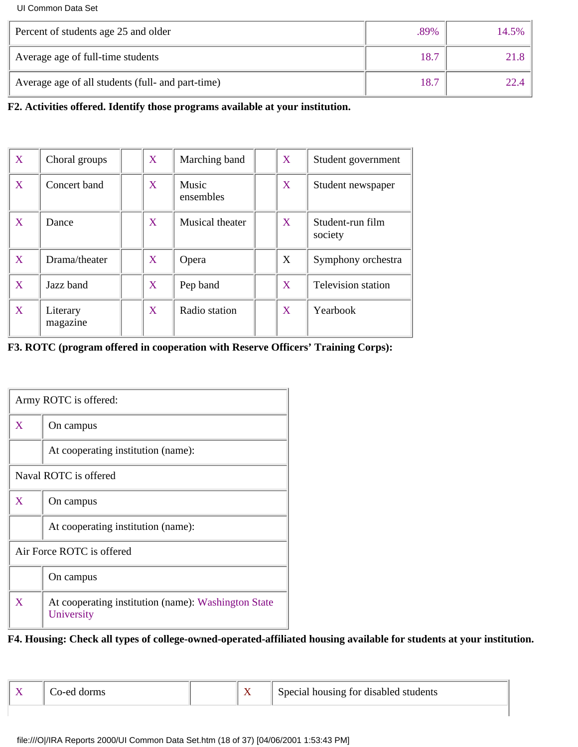| | | |
|---|---|---|
| Percent of students age 25 and older | .89% | 14.5% |
| Average age of full-time students | 18.7 | 21.8 |
| Average age of all students (full- and part-time) | 18.7 | 22.4 |

**F2. Activities offered. Identify those programs available at your institution.**

| | | | | | | | |
|---|---|---|---|---|---|---|---|
| X | Choral groups | | X | Marching band | | X | Student government |
| X | Concert band | | X | Music ensembles | | X | Student newspaper |
| X | Dance | | X | Musical theater | | X | Student-run film society |
| X | Drama/theater | | X | Opera | | X | Symphony orchestra |
| X | Jazz band | | X | Pep band | | X | Television station |
| X | Literary magazine | | X | Radio station | | X | Yearbook |

**F3. ROTC (program offered in cooperation with Reserve Officers' Training Corps):**

| | |
|---|---|
| Army ROTC is offered: | |
| X | On campus |
| | At cooperating institution (name): |
| Naval ROTC is offered | |
| X | On campus |
| | At cooperating institution (name): |
| Air Force ROTC is offered | |
| | On campus |
| X | At cooperating institution (name): Washington State University |

**F4. Housing: Check all types of college-owned-operated-affiliated housing available for students at your institution.**

| | | | | |
|---|---|---|---|---|
| X | Co-ed dorms | | X | Special housing for disabled students |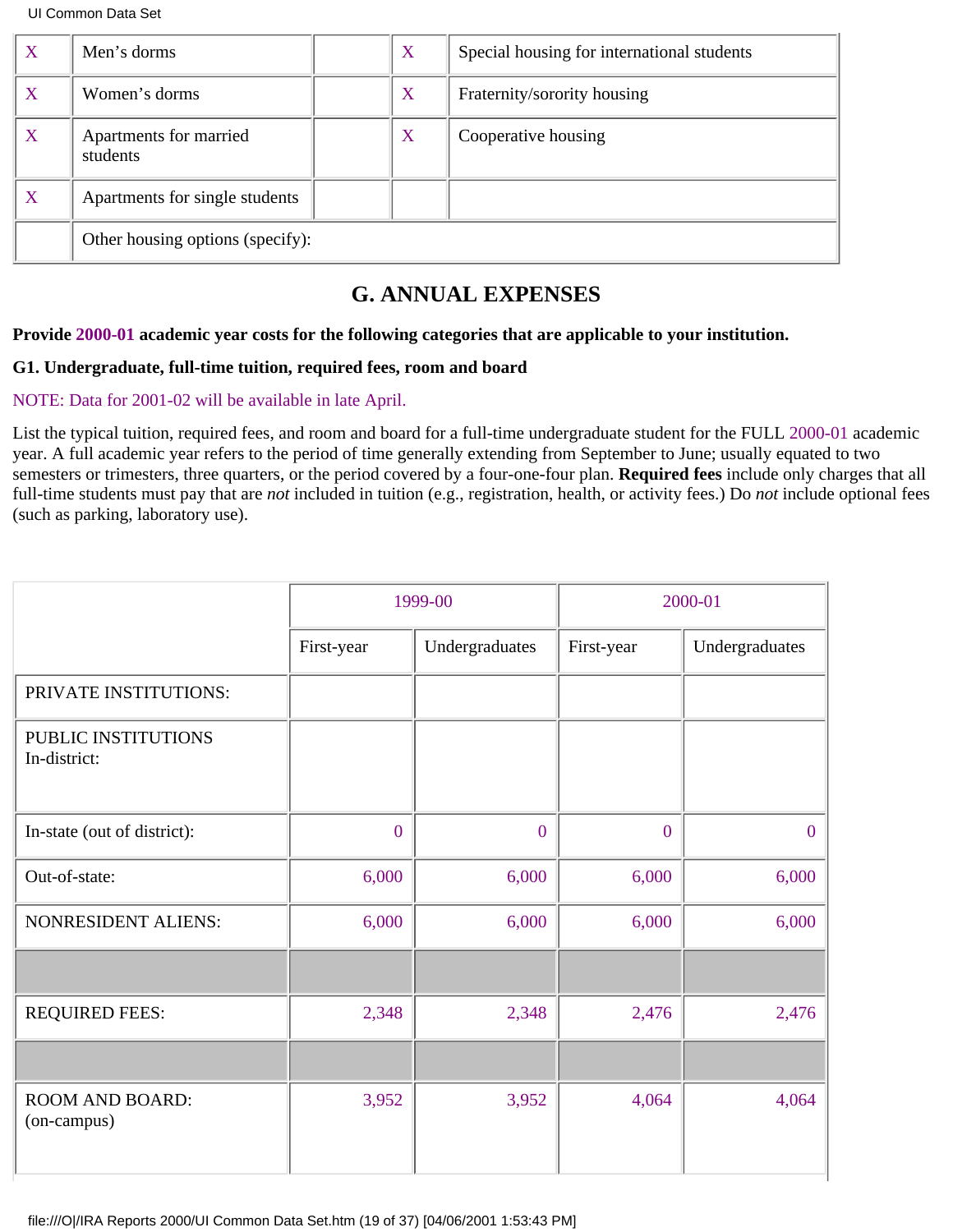| X | Men's dorms | | X | Special housing for international students |
|---|---|---|---|---|
| X | Women's dorms | | X | Fraternity/sorority housing |
| X | Apartments for married students | | X | Cooperative housing |
| X | Apartments for single students | | | |
| | Other housing options (specify): | | | |

## G. ANNUAL EXPENSES

**Provide 2000-01 academic year costs for the following categories that are applicable to your institution.**

**G1. Undergraduate, full-time tuition, required fees, room and board**

NOTE: Data for 2001-02 will be available in late April.

List the typical tuition, required fees, and room and board for a full-time undergraduate student for the FULL 2000-01 academic year. A full academic year refers to the period of time generally extending from September to June; usually equated to two semesters or trimesters, three quarters, or the period covered by a four-one-four plan. **Required fees** include only charges that all full-time students must pay that are *not* included in tuition (e.g., registration, health, or activity fees.) Do *not* include optional fees (such as parking, laboratory use).

| | 1999-00 | | 2000-01 | |
|---|---|---|---|---|
| | First-year | Undergraduates | First-year | Undergraduates |
| PRIVATE INSTITUTIONS: | | | | |
| PUBLIC INSTITUTIONS In-district: | | | | |
| In-state (out of district): | 0 | 0 | 0 | 0 |
| Out-of-state: | 6,000 | 6,000 | 6,000 | 6,000 |
| NONRESIDENT ALIENS: | 6,000 | 6,000 | 6,000 | 6,000 |
| | | | | |
| REQUIRED FEES: | 2,348 | 2,348 | 2,476 | 2,476 |
| | | | | |
| ROOM AND BOARD: (on-campus) | 3,952 | 3,952 | 4,064 | 4,064 |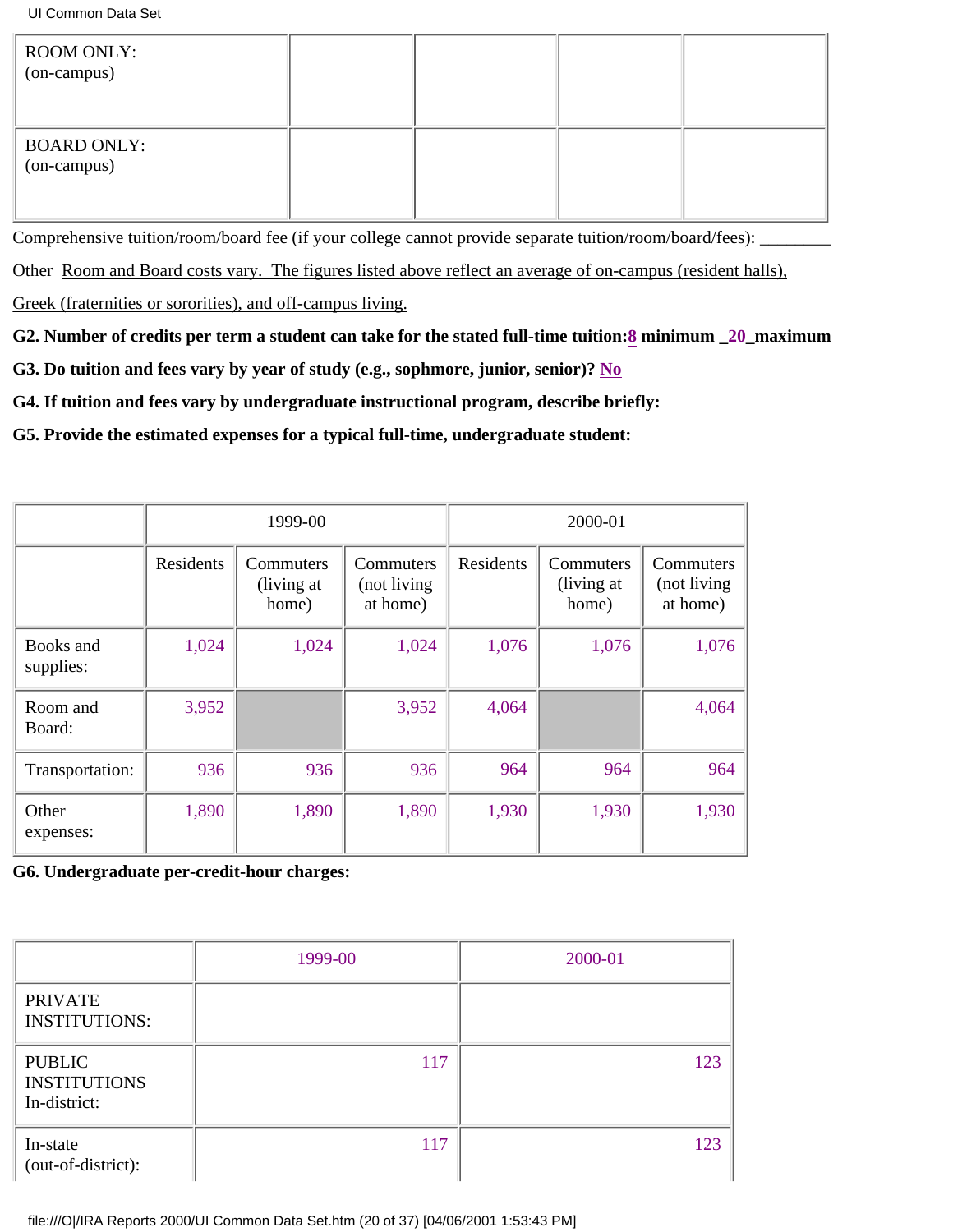| | | | | |
|---|---|---|---|---|
| ROOM ONLY: (on-campus) | | | | |
| BOARD ONLY: (on-campus) | | | | |

Comprehensive tuition/room/board fee (if your college cannot provide separate tuition/room/board/fees): ________

Other  Room and Board costs vary.  The figures listed above reflect an average of on-campus (resident halls), Greek (fraternities or sororities), and off-campus living.

**G2. Number of credits per term a student can take for the stated full-time tuition:8 minimum _20_maximum**

**G3. Do tuition and fees vary by year of study (e.g., sophmore, junior, senior)? No**

**G4. If tuition and fees vary by undergraduate instructional program, describe briefly:**

**G5. Provide the estimated expenses for a typical full-time, undergraduate student:**

| | 1999-00 | | | 2000-01 | | |
|---|---|---|---|---|---|---|
| | Residents | Commuters (living at home) | Commuters (not living at home) | Residents | Commuters (living at home) | Commuters (not living at home) |
| Books and supplies: | 1,024 | 1,024 | 1,024 | 1,076 | 1,076 | 1,076 |
| Room and Board: | 3,952 | | 3,952 | 4,064 | | 4,064 |
| Transportation: | 936 | 936 | 936 | 964 | 964 | 964 |
| Other expenses: | 1,890 | 1,890 | 1,890 | 1,930 | 1,930 | 1,930 |

**G6. Undergraduate per-credit-hour charges:**

| | 1999-00 | 2000-01 |
|---|---|---|
| PRIVATE INSTITUTIONS: | | |
| PUBLIC INSTITUTIONS In-district: | 117 | 123 |
| In-state (out-of-district): | 117 | 123 |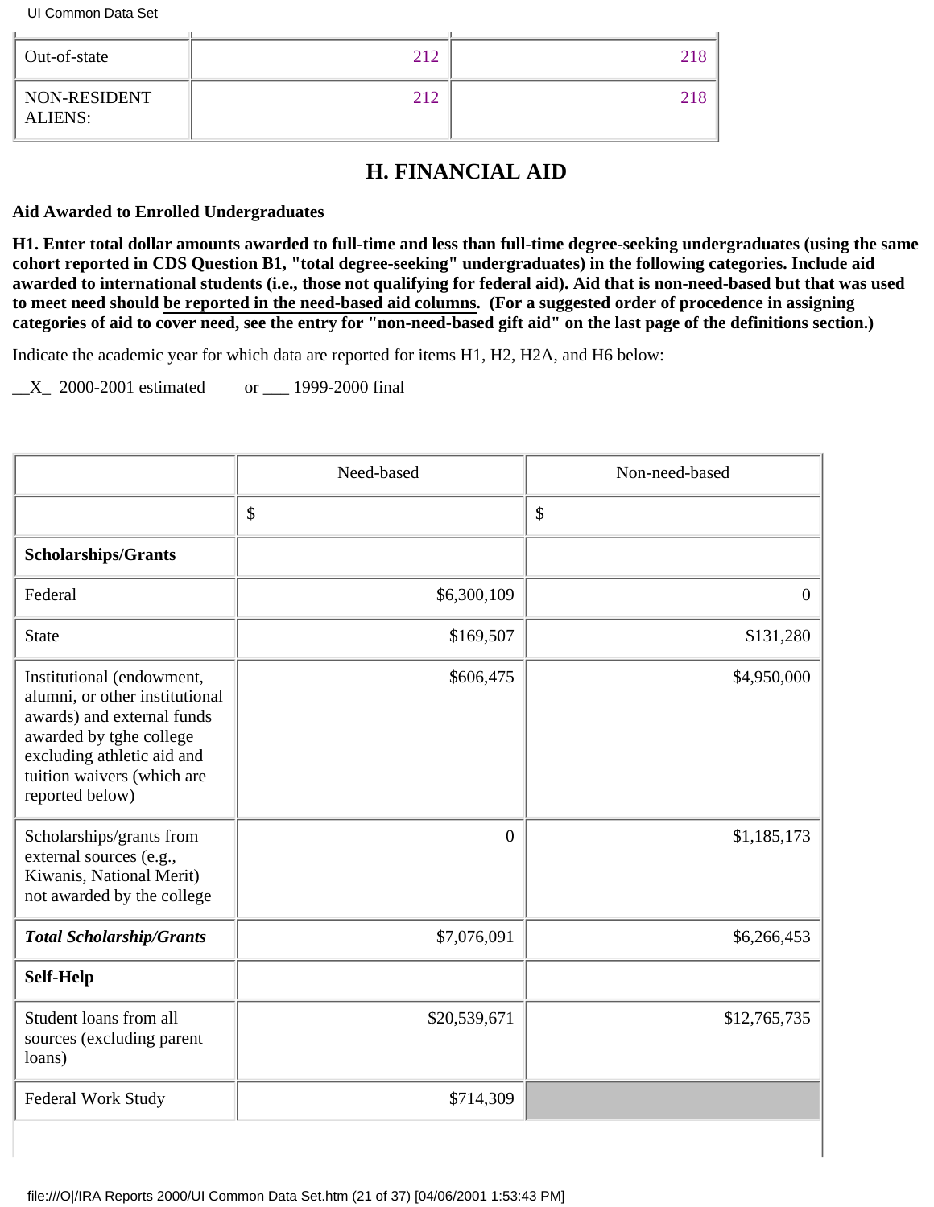| Out-of-state | 212 | 218 |
|---|---|---|
| NON-RESIDENT ALIENS: | 212 | 218 |

## H. FINANCIAL AID

**Aid Awarded to Enrolled Undergraduates**

**H1. Enter total dollar amounts awarded to full-time and less than full-time degree-seeking undergraduates (using the same cohort reported in CDS Question B1, "total degree-seeking" undergraduates) in the following categories. Include aid awarded to international students (i.e., those not qualifying for federal aid). Aid that is non-need-based but that was used to meet need should be reported in the need-based aid columns. (For a suggested order of procedence in assigning categories of aid to cover need, see the entry for "non-need-based gift aid" on the last page of the definitions section.)**

Indicate the academic year for which data are reported for items H1, H2, H2A, and H6 below:

__X_ 2000-2001 estimated or ___ 1999-2000 final

| | Need-based | Non-need-based |
|---|---|---|
| | $ | $ |
| **Scholarships/Grants** | | |
| Federal | $6,300,109 | 0 |
| State | $169,507 | $131,280 |
| Institutional (endowment, alumni, or other institutional awards) and external funds awarded by tghe college excluding athletic aid and tuition waivers (which are reported below) | $606,475 | $4,950,000 |
| Scholarships/grants from external sources (e.g., Kiwanis, National Merit) not awarded by the college | 0 | $1,185,173 |
| ***Total Scholarship/Grants*** | $7,076,091 | $6,266,453 |
| **Self-Help** | | |
| Student loans from all sources (excluding parent loans) | $20,539,671 | $12,765,735 |
| Federal Work Study | $714,309 | |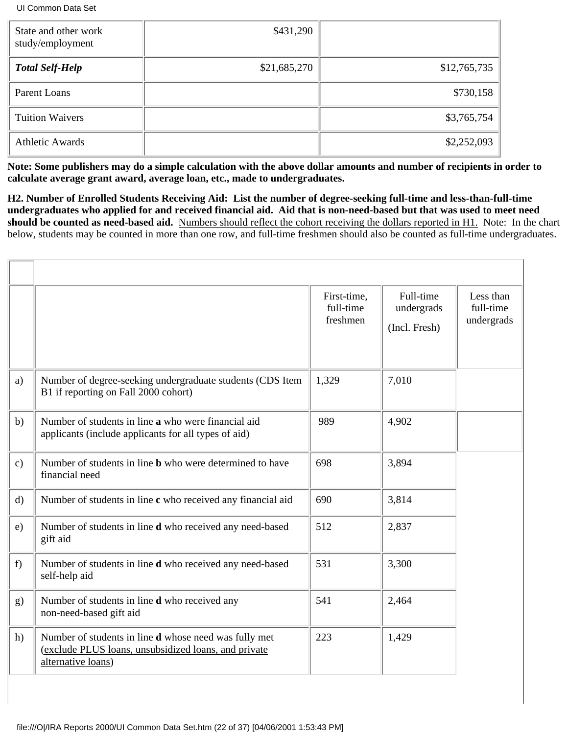| | | |
|---|---|---|
| State and other work study/employment | $431,290 | |
| ***Total Self-Help*** | $21,685,270 | $12,765,735 |
| Parent Loans | | $730,158 |
| Tuition Waivers | | $3,765,754 |
| Athletic Awards | | $2,252,093 |

**Note: Some publishers may do a simple calculation with the above dollar amounts and number of recipients in order to calculate average grant award, average loan, etc., made to undergraduates.**

**H2. Number of Enrolled Students Receiving Aid: List the number of degree-seeking full-time and less-than-full-time undergraduates who applied for and received financial aid. Aid that is non-need-based but that was used to meet need should be counted as need-based aid.** Numbers should reflect the cohort receiving the dollars reported in H1. Note: In the chart below, students may be counted in more than one row, and full-time freshmen should also be counted as full-time undergraduates.

| | | First-time, full-time freshmen | Full-time undergrads (Incl. Fresh) | Less than full-time undergrads |
|---|---|---|---|---|
| a) | Number of degree-seeking undergraduate students (CDS Item B1 if reporting on Fall 2000 cohort) | 1,329 | 7,010 | |
| b) | Number of students in line **a** who were financial aid applicants (include applicants for all types of aid) | 989 | 4,902 | |
| c) | Number of students in line **b** who were determined to have financial need | 698 | 3,894 | |
| d) | Number of students in line **c** who received any financial aid | 690 | 3,814 | |
| e) | Number of students in line **d** who received any need-based gift aid | 512 | 2,837 | |
| f) | Number of students in line **d** who received any need-based self-help aid | 531 | 3,300 | |
| g) | Number of students in line **d** who received any non-need-based gift aid | 541 | 2,464 | |
| h) | Number of students in line **d** whose need was fully met (exclude PLUS loans, unsubsidized loans, and private alternative loans) | 223 | 1,429 | |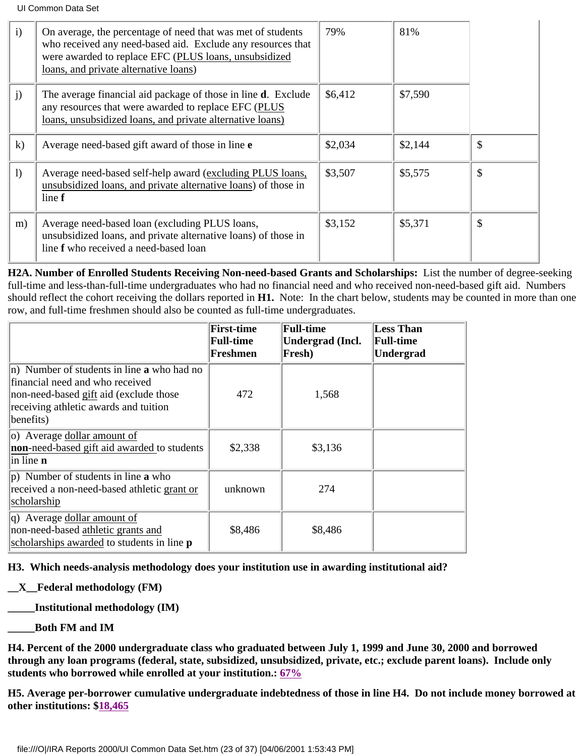| | | | | |
|---|---|---|---|---|
| i) | On average, the percentage of need that was met of students who received any need-based aid. Exclude any resources that were awarded to replace EFC (PLUS loans, unsubsidized loans, and private alternative loans) | 79% | 81% | |
| j) | The average financial aid package of those in line **d**. Exclude any resources that were awarded to replace EFC (PLUS loans, unsubsidized loans, and private alternative loans) | $6,412 | $7,590 | |
| k) | Average need-based gift award of those in line **e** | $2,034 | $2,144 | $ |
| l) | Average need-based self-help award (excluding PLUS loans, unsubsidized loans, and private alternative loans) of those in line **f** | $3,507 | $5,575 | $ |
| m) | Average need-based loan (excluding PLUS loans, unsubsidized loans, and private alternative loans) of those in line **f** who received a need-based loan | $3,152 | $5,371 | $ |

**H2A. Number of Enrolled Students Receiving Non-need-based Grants and Scholarships:** List the number of degree-seeking full-time and less-than-full-time undergraduates who had no financial need and who received non-need-based gift aid. Numbers should reflect the cohort receiving the dollars reported in **H1.** Note: In the chart below, students may be counted in more than one row, and full-time freshmen should also be counted as full-time undergraduates.

| | First-time Full-time Freshmen | Full-time Undergrad (Incl. Fresh) | Less Than Full-time Undergrad |
|---|---|---|---|
| n) Number of students in line **a** who had no financial need and who received non-need-based gift aid (exclude those receiving athletic awards and tuition benefits) | 472 | 1,568 | |
| o) Average dollar amount of **non**-need-based gift aid awarded to students in line **n** | $2,338 | $3,136 | |
| p) Number of students in line **a** who received a non-need-based athletic grant or scholarship | unknown | 274 | |
| q) Average dollar amount of non-need-based athletic grants and scholarships awarded to students in line **p** | $8,486 | $8,486 | |

**H3. Which needs-analysis methodology does your institution use in awarding institutional aid?**

**__X__Federal methodology (FM)**

**_____Institutional methodology (IM)**

**_____Both FM and IM**

**H4. Percent of the 2000 undergraduate class who graduated between July 1, 1999 and June 30, 2000 and borrowed through any loan programs (federal, state, subsidized, unsubsidized, private, etc.; exclude parent loans). Include only students who borrowed while enrolled at your institution.: 67%**

**H5. Average per-borrower cumulative undergraduate indebtedness of those in line H4. Do not include money borrowed at other institutions: $18,465**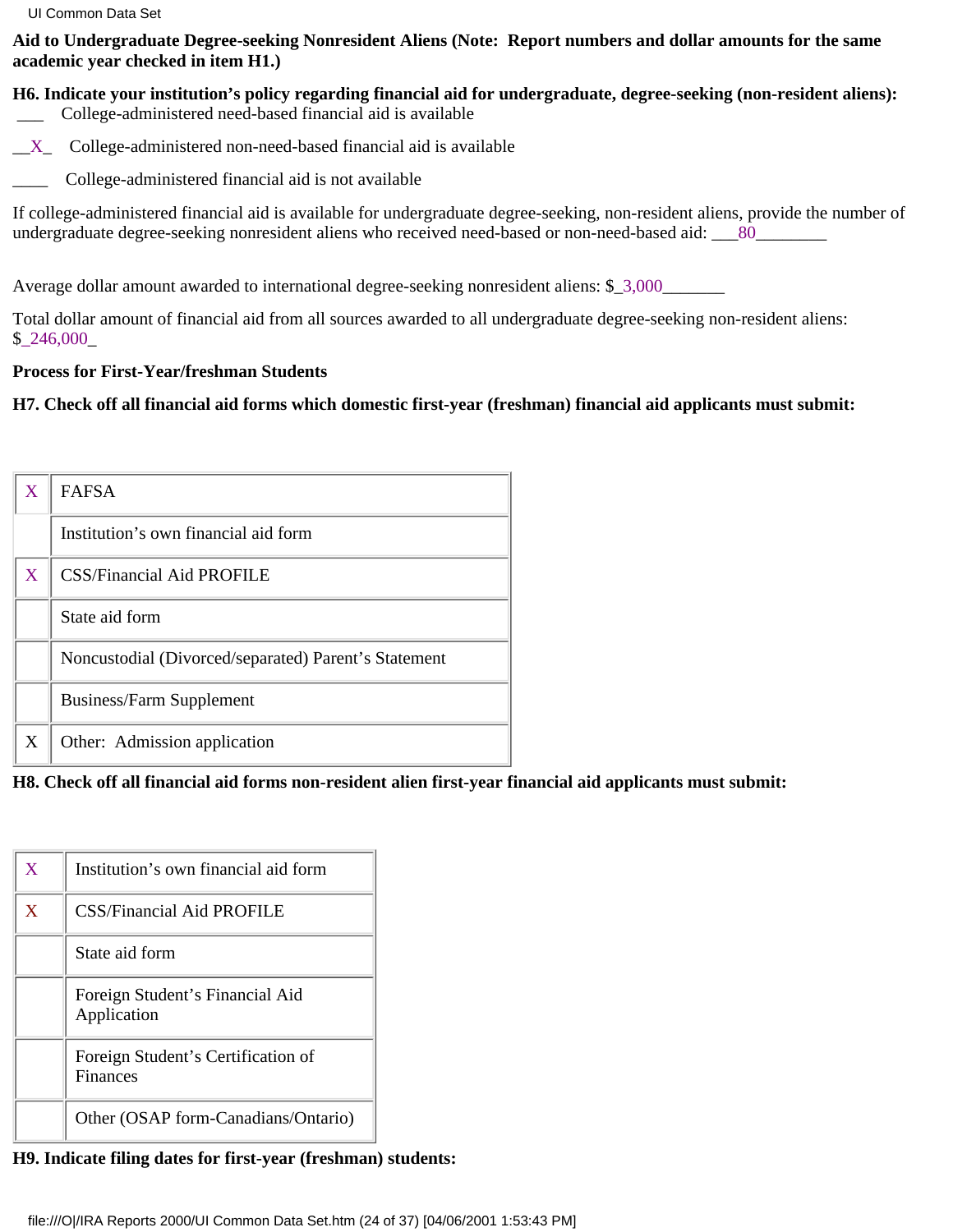**Aid to Undergraduate Degree-seeking Nonresident Aliens (Note: Report numbers and dollar amounts for the same academic year checked in item H1.)**

**H6. Indicate your institution's policy regarding financial aid for undergraduate, degree-seeking (non-resident aliens):**

___ College-administered need-based financial aid is available

__X_ College-administered non-need-based financial aid is available

____ College-administered financial aid is not available

If college-administered financial aid is available for undergraduate degree-seeking, non-resident aliens, provide the number of undergraduate degree-seeking nonresident aliens who received need-based or non-need-based aid: ___80________

Average dollar amount awarded to international degree-seeking nonresident aliens: $_3,000_______

Total dollar amount of financial aid from all sources awarded to all undergraduate degree-seeking non-resident aliens: $_246,000_

**Process for First-Year/freshman Students**

**H7. Check off all financial aid forms which domestic first-year (freshman) financial aid applicants must submit:**

| | |
|---|---|
| X | FAFSA |
| | Institution's own financial aid form |
| X | CSS/Financial Aid PROFILE |
| | State aid form |
| | Noncustodial (Divorced/separated) Parent's Statement |
| | Business/Farm Supplement |
| X | Other: Admission application |

**H8. Check off all financial aid forms non-resident alien first-year financial aid applicants must submit:**

| | |
|---|---|
| X | Institution's own financial aid form |
| X | CSS/Financial Aid PROFILE |
| | State aid form |
| | Foreign Student's Financial Aid Application |
| | Foreign Student's Certification of Finances |
| | Other (OSAP form-Canadians/Ontario) |

**H9. Indicate filing dates for first-year (freshman) students:**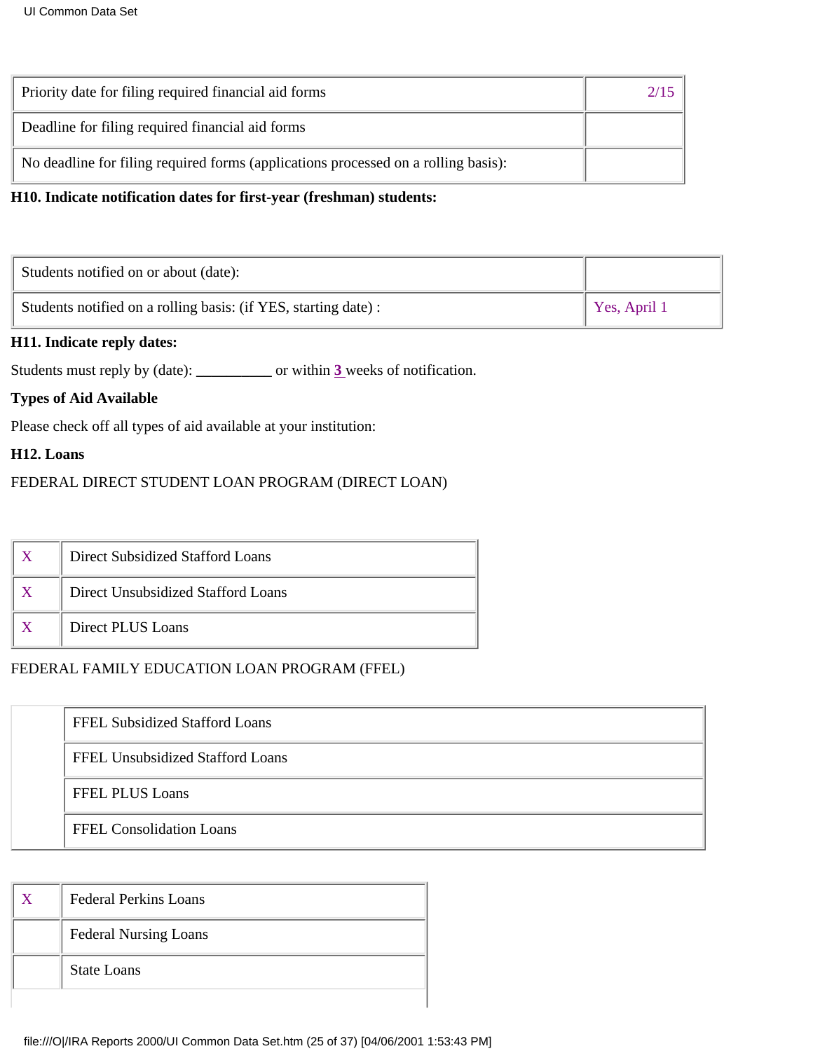| Priority date for filing required financial aid forms | 2/15 |
| --- | --- |
| Deadline for filing required financial aid forms | |
| No deadline for filing required forms (applications processed on a rolling basis): | |

**H10. Indicate notification dates for first-year (freshman) students:**

| Students notified on or about (date): | |
| --- | --- |
| Students notified on a rolling basis: (if YES, starting date) : | Yes, April 1 |

**H11. Indicate reply dates:**

Students must reply by (date): __________ or within **3** weeks of notification.

**Types of Aid Available**

Please check off all types of aid available at your institution:

**H12. Loans**

FEDERAL DIRECT STUDENT LOAN PROGRAM (DIRECT LOAN)

| | |
| --- | --- |
| X | Direct Subsidized Stafford Loans |
| X | Direct Unsubsidized Stafford Loans |
| X | Direct PLUS Loans |

FEDERAL FAMILY EDUCATION LOAN PROGRAM (FFEL)

| | |
| --- | --- |
| | FFEL Subsidized Stafford Loans |
| | FFEL Unsubsidized Stafford Loans |
| | FFEL PLUS Loans |
| | FFEL Consolidation Loans |

| | |
| --- | --- |
| X | Federal Perkins Loans |
| | Federal Nursing Loans |
| | State Loans |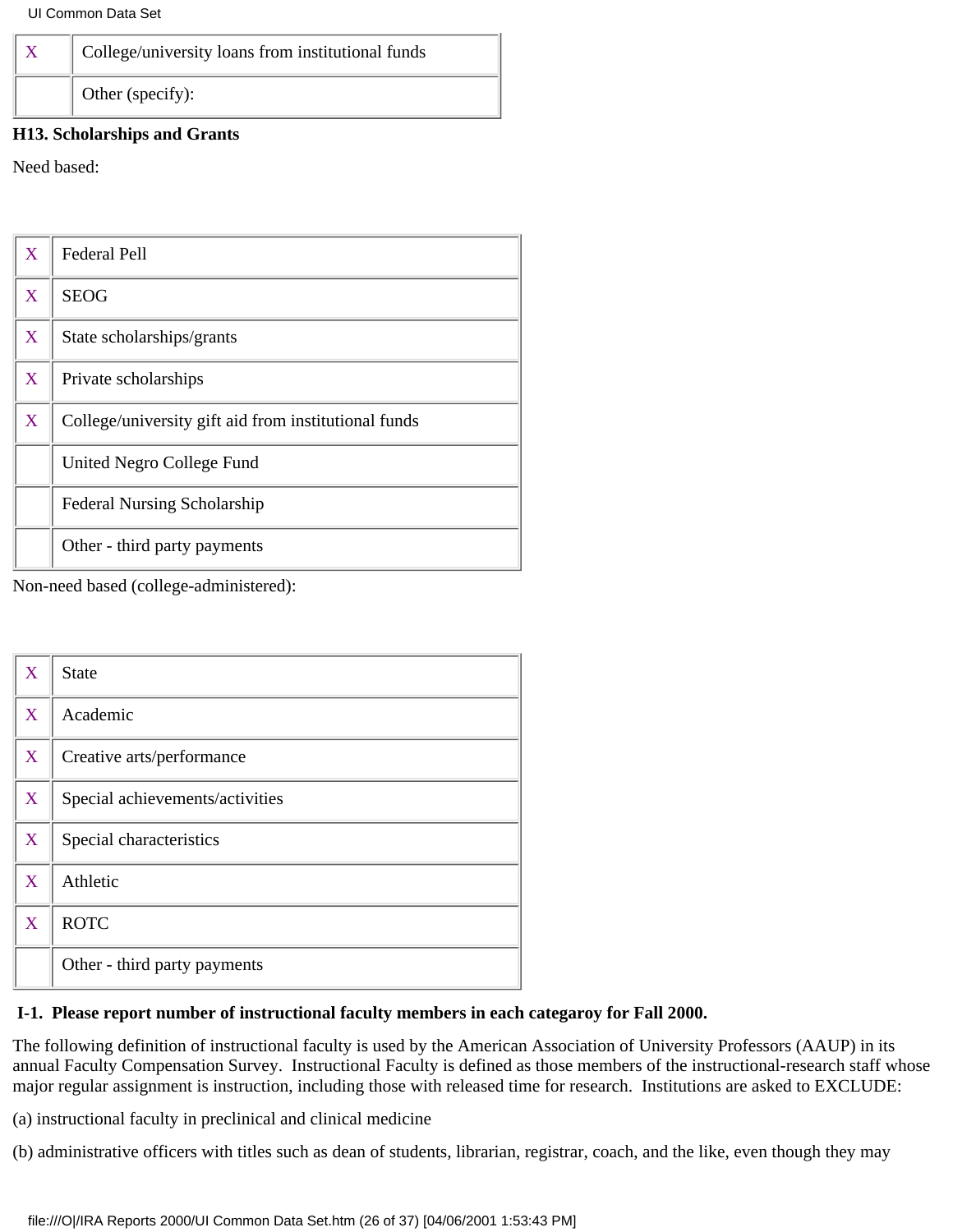| | |
|---|---|
| X | College/university loans from institutional funds |
| | Other (specify): |

**H13. Scholarships and Grants**

Need based:

| | |
|---|---|
| X | Federal Pell |
| X | SEOG |
| X | State scholarships/grants |
| X | Private scholarships |
| X | College/university gift aid from institutional funds |
| | United Negro College Fund |
| | Federal Nursing Scholarship |
| | Other - third party payments |

Non-need based (college-administered):

| | |
|---|---|
| X | State |
| X | Academic |
| X | Creative arts/performance |
| X | Special achievements/activities |
| X | Special characteristics |
| X | Athletic |
| X | ROTC |
| | Other - third party payments |

**I-1. Please report number of instructional faculty members in each categaroy for Fall 2000.**

The following definition of instructional faculty is used by the American Association of University Professors (AAUP) in its annual Faculty Compensation Survey. Instructional Faculty is defined as those members of the instructional-research staff whose major regular assignment is instruction, including those with released time for research. Institutions are asked to EXCLUDE:

(a) instructional faculty in preclinical and clinical medicine

(b) administrative officers with titles such as dean of students, librarian, registrar, coach, and the like, even though they may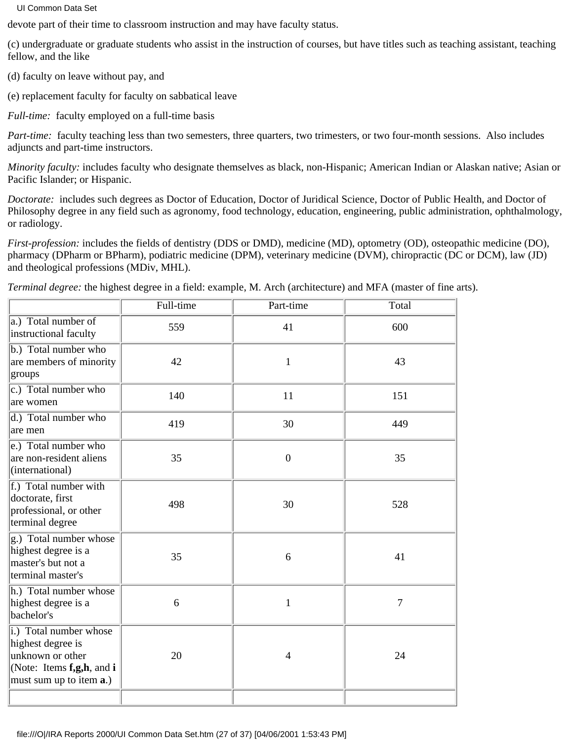devote part of their time to classroom instruction and may have faculty status.

(c) undergraduate or graduate students who assist in the instruction of courses, but have titles such as teaching assistant, teaching fellow, and the like

(d) faculty on leave without pay, and

(e) replacement faculty for faculty on sabbatical leave

*Full-time:* faculty employed on a full-time basis

*Part-time:* faculty teaching less than two semesters, three quarters, two trimesters, or two four-month sessions. Also includes adjuncts and part-time instructors.

*Minority faculty:* includes faculty who designate themselves as black, non-Hispanic; American Indian or Alaskan native; Asian or Pacific Islander; or Hispanic.

*Doctorate:* includes such degrees as Doctor of Education, Doctor of Juridical Science, Doctor of Public Health, and Doctor of Philosophy degree in any field such as agronomy, food technology, education, engineering, public administration, ophthalmology, or radiology.

*First-profession:* includes the fields of dentistry (DDS or DMD), medicine (MD), optometry (OD), osteopathic medicine (DO), pharmacy (DPharm or BPharm), podiatric medicine (DPM), veterinary medicine (DVM), chiropractic (DC or DCM), law (JD) and theological professions (MDiv, MHL).

*Terminal degree:* the highest degree in a field: example, M. Arch (architecture) and MFA (master of fine arts).

| | Full-time | Part-time | Total |
|---|---|---|---|
| a.) Total number of instructional faculty | 559 | 41 | 600 |
| b.) Total number who are members of minority groups | 42 | 1 | 43 |
| c.) Total number who are women | 140 | 11 | 151 |
| d.) Total number who are men | 419 | 30 | 449 |
| e.) Total number who are non-resident aliens (international) | 35 | 0 | 35 |
| f.) Total number with doctorate, first professional, or other terminal degree | 498 | 30 | 528 |
| g.) Total number whose highest degree is a master's but not a terminal master's | 35 | 6 | 41 |
| h.) Total number whose highest degree is a bachelor's | 6 | 1 | 7 |
| i.) Total number whose highest degree is unknown or other (Note: Items **f,g,h**, and **i** must sum up to item **a**.) | 20 | 4 | 24 |
| | | | |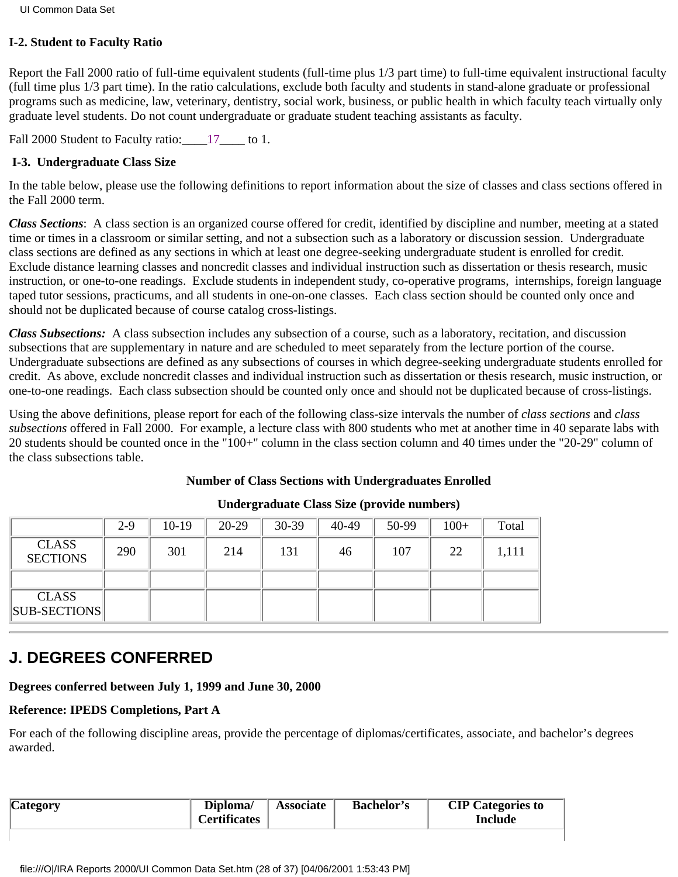**I-2. Student to Faculty Ratio**

Report the Fall 2000 ratio of full-time equivalent students (full-time plus 1/3 part time) to full-time equivalent instructional faculty (full time plus 1/3 part time). In the ratio calculations, exclude both faculty and students in stand-alone graduate or professional programs such as medicine, law, veterinary, dentistry, social work, business, or public health in which faculty teach virtually only graduate level students. Do not count undergraduate or graduate student teaching assistants as faculty.

Fall 2000 Student to Faculty ratio:\_\_\_\_17\_\_\_\_ to 1.

**I-3. Undergraduate Class Size**

In the table below, please use the following definitions to report information about the size of classes and class sections offered in the Fall 2000 term.

***Class Sections***: A class section is an organized course offered for credit, identified by discipline and number, meeting at a stated time or times in a classroom or similar setting, and not a subsection such as a laboratory or discussion session. Undergraduate class sections are defined as any sections in which at least one degree-seeking undergraduate student is enrolled for credit. Exclude distance learning classes and noncredit classes and individual instruction such as dissertation or thesis research, music instruction, or one-to-one readings. Exclude students in independent study, co-operative programs, internships, foreign language taped tutor sessions, practicums, and all students in one-on-one classes. Each class section should be counted only once and should not be duplicated because of course catalog cross-listings.

***Class Subsections:*** A class subsection includes any subsection of a course, such as a laboratory, recitation, and discussion subsections that are supplementary in nature and are scheduled to meet separately from the lecture portion of the course. Undergraduate subsections are defined as any subsections of courses in which degree-seeking undergraduate students enrolled for credit. As above, exclude noncredit classes and individual instruction such as dissertation or thesis research, music instruction, or one-to-one readings. Each class subsection should be counted only once and should not be duplicated because of cross-listings.

Using the above definitions, please report for each of the following class-size intervals the number of *class sections* and *class subsections* offered in Fall 2000. For example, a lecture class with 800 students who met at another time in 40 separate labs with 20 students should be counted once in the "100+" column in the class section column and 40 times under the "20-29" column of the class subsections table.

**Number of Class Sections with Undergraduates Enrolled**

**Undergraduate Class Size (provide numbers)**

| | 2-9 | 10-19 | 20-29 | 30-39 | 40-49 | 50-99 | 100+ | Total |
|---|---|---|---|---|---|---|---|---|
| CLASS SECTIONS | 290 | 301 | 214 | 131 | 46 | 107 | 22 | 1,111 |
| | | | | | | | | |
| CLASS SUB-SECTIONS | | | | | | | | |

## J. DEGREES CONFERRED

**Degrees conferred between July 1, 1999 and June 30, 2000**

**Reference: IPEDS Completions, Part A**

For each of the following discipline areas, provide the percentage of diplomas/certificates, associate, and bachelor's degrees awarded.

| Category | Diploma/ Certificates | Associate | Bachelor's | CIP Categories to Include |
|---|---|---|---|---|
| | | | | |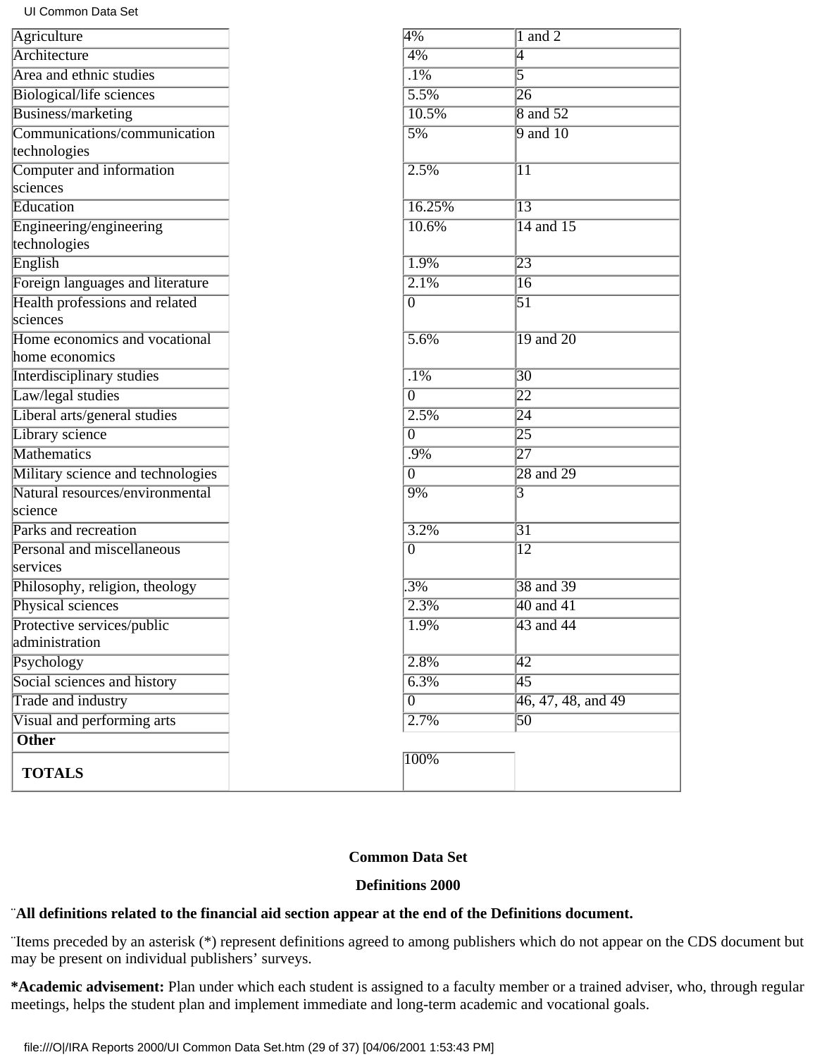| | | |
|---|---|---|
| Agriculture | 4% | 1 and 2 |
| Architecture | 4% | 4 |
| Area and ethnic studies | .1% | 5 |
| Biological/life sciences | 5.5% | 26 |
| Business/marketing | 10.5% | 8 and 52 |
| Communications/communication technologies | 5% | 9 and 10 |
| Computer and information sciences | 2.5% | 11 |
| Education | 16.25% | 13 |
| Engineering/engineering technologies | 10.6% | 14 and 15 |
| English | 1.9% | 23 |
| Foreign languages and literature | 2.1% | 16 |
| Health professions and related sciences | 0 | 51 |
| Home economics and vocational home economics | 5.6% | 19 and 20 |
| Interdisciplinary studies | .1% | 30 |
| Law/legal studies | 0 | 22 |
| Liberal arts/general studies | 2.5% | 24 |
| Library science | 0 | 25 |
| Mathematics | .9% | 27 |
| Military science and technologies | 0 | 28 and 29 |
| Natural resources/environmental science | 9% | 3 |
| Parks and recreation | 3.2% | 31 |
| Personal and miscellaneous services | 0 | 12 |
| Philosophy, religion, theology | .3% | 38 and 39 |
| Physical sciences | 2.3% | 40 and 41 |
| Protective services/public administration | 1.9% | 43 and 44 |
| Psychology | 2.8% | 42 |
| Social sciences and history | 6.3% | 45 |
| Trade and industry | 0 | 46, 47, 48, and 49 |
| Visual and performing arts | 2.7% | 50 |
| **Other** | | |
| **TOTALS** | 100% | |

**Common Data Set**

**Definitions 2000**

¨**All definitions related to the financial aid section appear at the end of the Definitions document.**

¨Items preceded by an asterisk (*) represent definitions agreed to among publishers which do not appear on the CDS document but may be present on individual publishers' surveys.

***Academic advisement:** Plan under which each student is assigned to a faculty member or a trained adviser, who, through regular meetings, helps the student plan and implement immediate and long-term academic and vocational goals.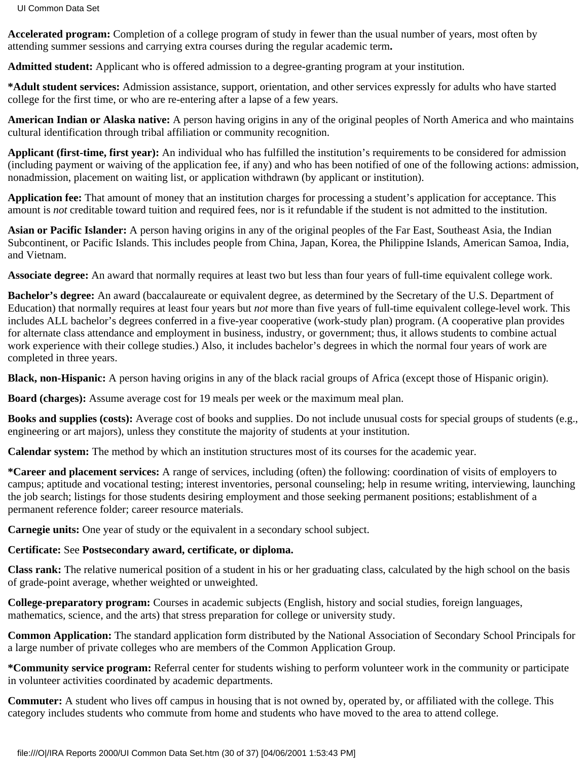**Accelerated program:** Completion of a college program of study in fewer than the usual number of years, most often by attending summer sessions and carrying extra courses during the regular academic term**.**

**Admitted student:** Applicant who is offered admission to a degree-granting program at your institution.

***Adult student services:** Admission assistance, support, orientation, and other services expressly for adults who have started college for the first time, or who are re-entering after a lapse of a few years.

**American Indian or Alaska native:** A person having origins in any of the original peoples of North America and who maintains cultural identification through tribal affiliation or community recognition.

**Applicant (first-time, first year):** An individual who has fulfilled the institution's requirements to be considered for admission (including payment or waiving of the application fee, if any) and who has been notified of one of the following actions: admission, nonadmission, placement on waiting list, or application withdrawn (by applicant or institution).

**Application fee:** That amount of money that an institution charges for processing a student's application for acceptance. This amount is *not* creditable toward tuition and required fees, nor is it refundable if the student is not admitted to the institution.

**Asian or Pacific Islander:** A person having origins in any of the original peoples of the Far East, Southeast Asia, the Indian Subcontinent, or Pacific Islands. This includes people from China, Japan, Korea, the Philippine Islands, American Samoa, India, and Vietnam.

**Associate degree:** An award that normally requires at least two but less than four years of full-time equivalent college work.

**Bachelor's degree:** An award (baccalaureate or equivalent degree, as determined by the Secretary of the U.S. Department of Education) that normally requires at least four years but *not* more than five years of full-time equivalent college-level work. This includes ALL bachelor's degrees conferred in a five-year cooperative (work-study plan) program. (A cooperative plan provides for alternate class attendance and employment in business, industry, or government; thus, it allows students to combine actual work experience with their college studies.) Also, it includes bachelor's degrees in which the normal four years of work are completed in three years.

**Black, non-Hispanic:** A person having origins in any of the black racial groups of Africa (except those of Hispanic origin).

**Board (charges):** Assume average cost for 19 meals per week or the maximum meal plan.

**Books and supplies (costs):** Average cost of books and supplies. Do not include unusual costs for special groups of students (e.g., engineering or art majors), unless they constitute the majority of students at your institution.

**Calendar system:** The method by which an institution structures most of its courses for the academic year.

***Career and placement services:** A range of services, including (often) the following: coordination of visits of employers to campus; aptitude and vocational testing; interest inventories, personal counseling; help in resume writing, interviewing, launching the job search; listings for those students desiring employment and those seeking permanent positions; establishment of a permanent reference folder; career resource materials.

**Carnegie units:** One year of study or the equivalent in a secondary school subject.

**Certificate:** See **Postsecondary award, certificate, or diploma.**

**Class rank:** The relative numerical position of a student in his or her graduating class, calculated by the high school on the basis of grade-point average, whether weighted or unweighted.

**College-preparatory program:** Courses in academic subjects (English, history and social studies, foreign languages, mathematics, science, and the arts) that stress preparation for college or university study.

**Common Application:** The standard application form distributed by the National Association of Secondary School Principals for a large number of private colleges who are members of the Common Application Group.

***Community service program:** Referral center for students wishing to perform volunteer work in the community or participate in volunteer activities coordinated by academic departments.

**Commuter:** A student who lives off campus in housing that is not owned by, operated by, or affiliated with the college. This category includes students who commute from home and students who have moved to the area to attend college.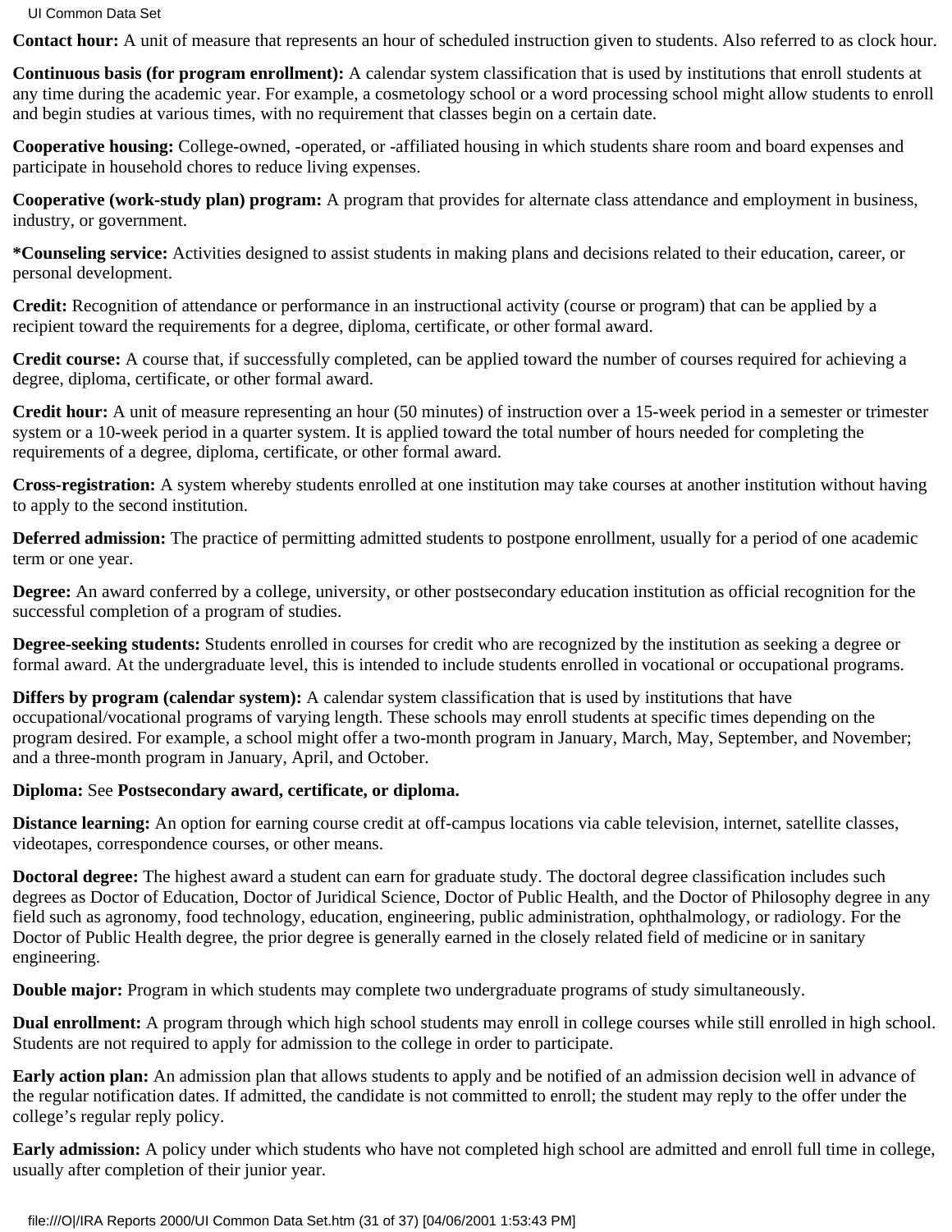**Contact hour:** A unit of measure that represents an hour of scheduled instruction given to students. Also referred to as clock hour.

**Continuous basis (for program enrollment):** A calendar system classification that is used by institutions that enroll students at any time during the academic year. For example, a cosmetology school or a word processing school might allow students to enroll and begin studies at various times, with no requirement that classes begin on a certain date.

**Cooperative housing:** College-owned, -operated, or -affiliated housing in which students share room and board expenses and participate in household chores to reduce living expenses.

**Cooperative (work-study plan) program:** A program that provides for alternate class attendance and employment in business, industry, or government.

***Counseling service:** Activities designed to assist students in making plans and decisions related to their education, career, or personal development.

**Credit:** Recognition of attendance or performance in an instructional activity (course or program) that can be applied by a recipient toward the requirements for a degree, diploma, certificate, or other formal award.

**Credit course:** A course that, if successfully completed, can be applied toward the number of courses required for achieving a degree, diploma, certificate, or other formal award.

**Credit hour:** A unit of measure representing an hour (50 minutes) of instruction over a 15-week period in a semester or trimester system or a 10-week period in a quarter system. It is applied toward the total number of hours needed for completing the requirements of a degree, diploma, certificate, or other formal award.

**Cross-registration:** A system whereby students enrolled at one institution may take courses at another institution without having to apply to the second institution.

**Deferred admission:** The practice of permitting admitted students to postpone enrollment, usually for a period of one academic term or one year.

**Degree:** An award conferred by a college, university, or other postsecondary education institution as official recognition for the successful completion of a program of studies.

**Degree-seeking students:** Students enrolled in courses for credit who are recognized by the institution as seeking a degree or formal award. At the undergraduate level, this is intended to include students enrolled in vocational or occupational programs.

**Differs by program (calendar system):** A calendar system classification that is used by institutions that have occupational/vocational programs of varying length. These schools may enroll students at specific times depending on the program desired. For example, a school might offer a two-month program in January, March, May, September, and November; and a three-month program in January, April, and October.

**Diploma:** See **Postsecondary award, certificate, or diploma.**

**Distance learning:** An option for earning course credit at off-campus locations via cable television, internet, satellite classes, videotapes, correspondence courses, or other means.

**Doctoral degree:** The highest award a student can earn for graduate study. The doctoral degree classification includes such degrees as Doctor of Education, Doctor of Juridical Science, Doctor of Public Health, and the Doctor of Philosophy degree in any field such as agronomy, food technology, education, engineering, public administration, ophthalmology, or radiology. For the Doctor of Public Health degree, the prior degree is generally earned in the closely related field of medicine or in sanitary engineering.

**Double major:** Program in which students may complete two undergraduate programs of study simultaneously.

**Dual enrollment:** A program through which high school students may enroll in college courses while still enrolled in high school. Students are not required to apply for admission to the college in order to participate.

**Early action plan:** An admission plan that allows students to apply and be notified of an admission decision well in advance of the regular notification dates. If admitted, the candidate is not committed to enroll; the student may reply to the offer under the college's regular reply policy.

**Early admission:** A policy under which students who have not completed high school are admitted and enroll full time in college, usually after completion of their junior year.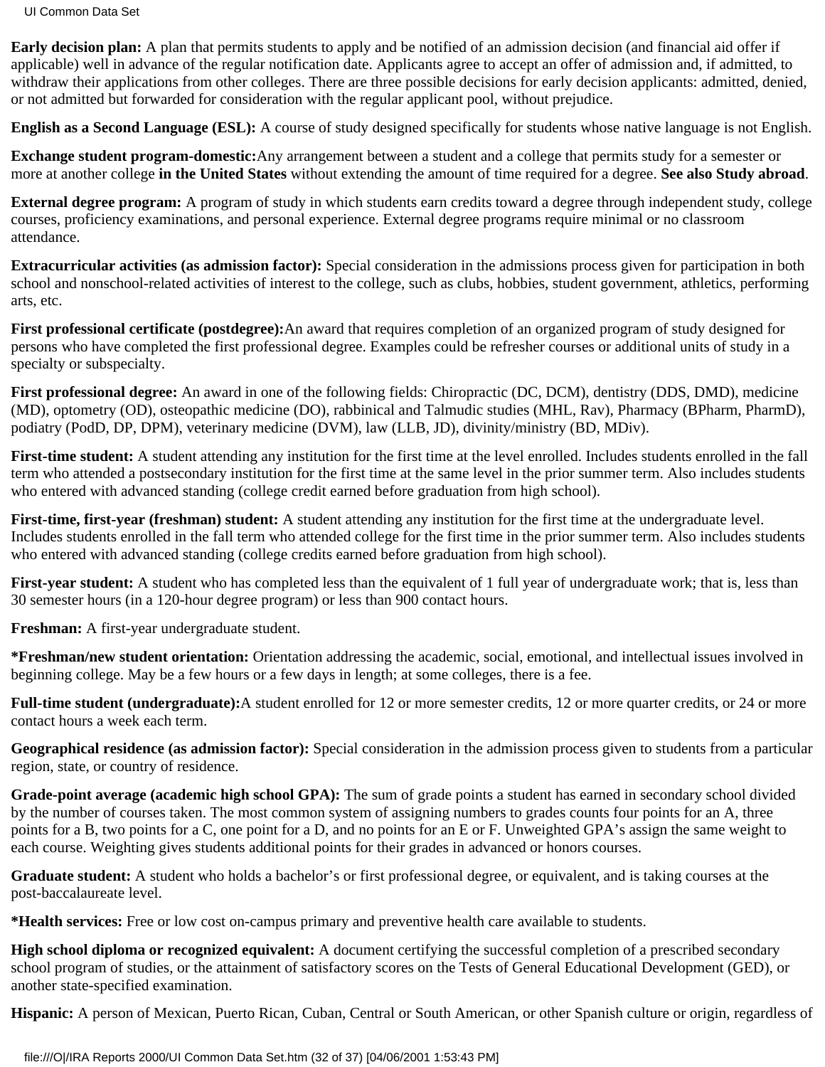**Early decision plan:** A plan that permits students to apply and be notified of an admission decision (and financial aid offer if applicable) well in advance of the regular notification date. Applicants agree to accept an offer of admission and, if admitted, to withdraw their applications from other colleges. There are three possible decisions for early decision applicants: admitted, denied, or not admitted but forwarded for consideration with the regular applicant pool, without prejudice.

**English as a Second Language (ESL):** A course of study designed specifically for students whose native language is not English.

**Exchange student program-domestic:**Any arrangement between a student and a college that permits study for a semester or more at another college **in the United States** without extending the amount of time required for a degree. **See also Study abroad**.

**External degree program:** A program of study in which students earn credits toward a degree through independent study, college courses, proficiency examinations, and personal experience. External degree programs require minimal or no classroom attendance.

**Extracurricular activities (as admission factor):** Special consideration in the admissions process given for participation in both school and nonschool-related activities of interest to the college, such as clubs, hobbies, student government, athletics, performing arts, etc.

**First professional certificate (postdegree):**An award that requires completion of an organized program of study designed for persons who have completed the first professional degree. Examples could be refresher courses or additional units of study in a specialty or subspecialty.

**First professional degree:** An award in one of the following fields: Chiropractic (DC, DCM), dentistry (DDS, DMD), medicine (MD), optometry (OD), osteopathic medicine (DO), rabbinical and Talmudic studies (MHL, Rav), Pharmacy (BPharm, PharmD), podiatry (PodD, DP, DPM), veterinary medicine (DVM), law (LLB, JD), divinity/ministry (BD, MDiv).

**First-time student:** A student attending any institution for the first time at the level enrolled. Includes students enrolled in the fall term who attended a postsecondary institution for the first time at the same level in the prior summer term. Also includes students who entered with advanced standing (college credit earned before graduation from high school).

**First-time, first-year (freshman) student:** A student attending any institution for the first time at the undergraduate level. Includes students enrolled in the fall term who attended college for the first time in the prior summer term. Also includes students who entered with advanced standing (college credits earned before graduation from high school).

**First-year student:** A student who has completed less than the equivalent of 1 full year of undergraduate work; that is, less than 30 semester hours (in a 120-hour degree program) or less than 900 contact hours.

**Freshman:** A first-year undergraduate student.

***Freshman/new student orientation:** Orientation addressing the academic, social, emotional, and intellectual issues involved in beginning college. May be a few hours or a few days in length; at some colleges, there is a fee.

**Full-time student (undergraduate):**A student enrolled for 12 or more semester credits, 12 or more quarter credits, or 24 or more contact hours a week each term.

**Geographical residence (as admission factor):** Special consideration in the admission process given to students from a particular region, state, or country of residence.

**Grade-point average (academic high school GPA):** The sum of grade points a student has earned in secondary school divided by the number of courses taken. The most common system of assigning numbers to grades counts four points for an A, three points for a B, two points for a C, one point for a D, and no points for an E or F. Unweighted GPA's assign the same weight to each course. Weighting gives students additional points for their grades in advanced or honors courses.

**Graduate student:** A student who holds a bachelor's or first professional degree, or equivalent, and is taking courses at the post-baccalaureate level.

***Health services:** Free or low cost on-campus primary and preventive health care available to students.

**High school diploma or recognized equivalent:** A document certifying the successful completion of a prescribed secondary school program of studies, or the attainment of satisfactory scores on the Tests of General Educational Development (GED), or another state-specified examination.

**Hispanic:** A person of Mexican, Puerto Rican, Cuban, Central or South American, or other Spanish culture or origin, regardless of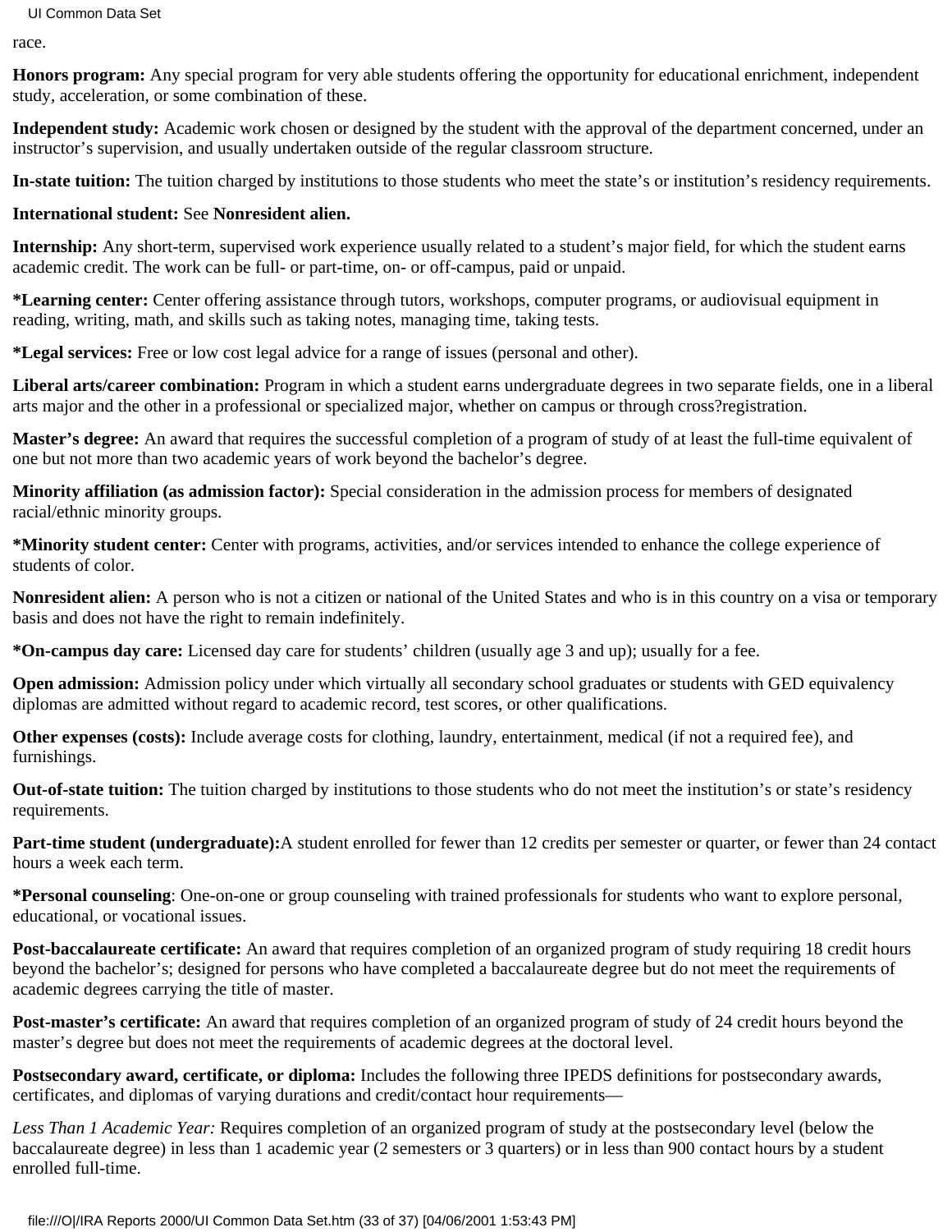race.

**Honors program:** Any special program for very able students offering the opportunity for educational enrichment, independent study, acceleration, or some combination of these.

**Independent study:** Academic work chosen or designed by the student with the approval of the department concerned, under an instructor's supervision, and usually undertaken outside of the regular classroom structure.

**In-state tuition:** The tuition charged by institutions to those students who meet the state's or institution's residency requirements.

**International student:** See **Nonresident alien.**

**Internship:** Any short-term, supervised work experience usually related to a student's major field, for which the student earns academic credit. The work can be full- or part-time, on- or off-campus, paid or unpaid.

**\*Learning center:** Center offering assistance through tutors, workshops, computer programs, or audiovisual equipment in reading, writing, math, and skills such as taking notes, managing time, taking tests.

**\*Legal services:** Free or low cost legal advice for a range of issues (personal and other).

**Liberal arts/career combination:** Program in which a student earns undergraduate degrees in two separate fields, one in a liberal arts major and the other in a professional or specialized major, whether on campus or through cross?registration.

**Master's degree:** An award that requires the successful completion of a program of study of at least the full-time equivalent of one but not more than two academic years of work beyond the bachelor's degree.

**Minority affiliation (as admission factor):** Special consideration in the admission process for members of designated racial/ethnic minority groups.

**\*Minority student center:** Center with programs, activities, and/or services intended to enhance the college experience of students of color.

**Nonresident alien:** A person who is not a citizen or national of the United States and who is in this country on a visa or temporary basis and does not have the right to remain indefinitely.

**\*On-campus day care:** Licensed day care for students' children (usually age 3 and up); usually for a fee.

**Open admission:** Admission policy under which virtually all secondary school graduates or students with GED equivalency diplomas are admitted without regard to academic record, test scores, or other qualifications.

**Other expenses (costs):** Include average costs for clothing, laundry, entertainment, medical (if not a required fee), and furnishings.

**Out-of-state tuition:** The tuition charged by institutions to those students who do not meet the institution's or state's residency requirements.

**Part-time student (undergraduate):**A student enrolled for fewer than 12 credits per semester or quarter, or fewer than 24 contact hours a week each term.

**\*Personal counseling**: One-on-one or group counseling with trained professionals for students who want to explore personal, educational, or vocational issues.

**Post-baccalaureate certificate:** An award that requires completion of an organized program of study requiring 18 credit hours beyond the bachelor's; designed for persons who have completed a baccalaureate degree but do not meet the requirements of academic degrees carrying the title of master.

**Post-master's certificate:** An award that requires completion of an organized program of study of 24 credit hours beyond the master's degree but does not meet the requirements of academic degrees at the doctoral level.

**Postsecondary award, certificate, or diploma:** Includes the following three IPEDS definitions for postsecondary awards, certificates, and diplomas of varying durations and credit/contact hour requirements—

*Less Than 1 Academic Year:* Requires completion of an organized program of study at the postsecondary level (below the baccalaureate degree) in less than 1 academic year (2 semesters or 3 quarters) or in less than 900 contact hours by a student enrolled full-time.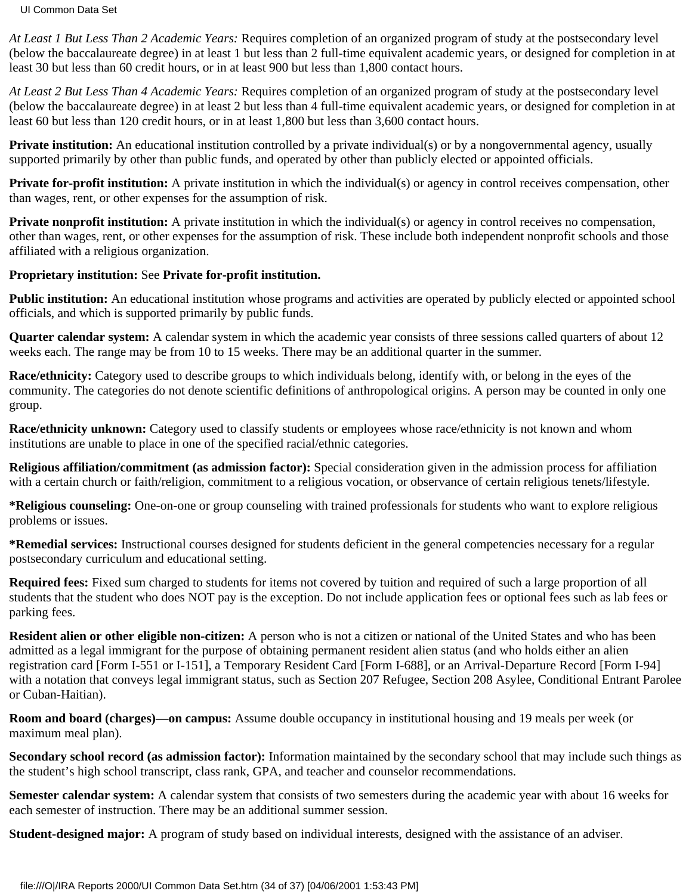*At Least 1 But Less Than 2 Academic Years:* Requires completion of an organized program of study at the postsecondary level (below the baccalaureate degree) in at least 1 but less than 2 full-time equivalent academic years, or designed for completion in at least 30 but less than 60 credit hours, or in at least 900 but less than 1,800 contact hours.

*At Least 2 But Less Than 4 Academic Years:* Requires completion of an organized program of study at the postsecondary level (below the baccalaureate degree) in at least 2 but less than 4 full-time equivalent academic years, or designed for completion in at least 60 but less than 120 credit hours, or in at least 1,800 but less than 3,600 contact hours.

**Private institution:** An educational institution controlled by a private individual(s) or by a nongovernmental agency, usually supported primarily by other than public funds, and operated by other than publicly elected or appointed officials.

**Private for-profit institution:** A private institution in which the individual(s) or agency in control receives compensation, other than wages, rent, or other expenses for the assumption of risk.

**Private nonprofit institution:** A private institution in which the individual(s) or agency in control receives no compensation, other than wages, rent, or other expenses for the assumption of risk. These include both independent nonprofit schools and those affiliated with a religious organization.

**Proprietary institution:** See **Private for-profit institution.**

**Public institution:** An educational institution whose programs and activities are operated by publicly elected or appointed school officials, and which is supported primarily by public funds.

**Quarter calendar system:** A calendar system in which the academic year consists of three sessions called quarters of about 12 weeks each. The range may be from 10 to 15 weeks. There may be an additional quarter in the summer.

**Race/ethnicity:** Category used to describe groups to which individuals belong, identify with, or belong in the eyes of the community. The categories do not denote scientific definitions of anthropological origins. A person may be counted in only one group.

**Race/ethnicity unknown:** Category used to classify students or employees whose race/ethnicity is not known and whom institutions are unable to place in one of the specified racial/ethnic categories.

**Religious affiliation/commitment (as admission factor):** Special consideration given in the admission process for affiliation with a certain church or faith/religion, commitment to a religious vocation, or observance of certain religious tenets/lifestyle.

**\*Religious counseling:** One-on-one or group counseling with trained professionals for students who want to explore religious problems or issues.

**\*Remedial services:** Instructional courses designed for students deficient in the general competencies necessary for a regular postsecondary curriculum and educational setting.

**Required fees:** Fixed sum charged to students for items not covered by tuition and required of such a large proportion of all students that the student who does NOT pay is the exception. Do not include application fees or optional fees such as lab fees or parking fees.

**Resident alien or other eligible non-citizen:** A person who is not a citizen or national of the United States and who has been admitted as a legal immigrant for the purpose of obtaining permanent resident alien status (and who holds either an alien registration card [Form I-551 or I-151], a Temporary Resident Card [Form I-688], or an Arrival-Departure Record [Form I-94] with a notation that conveys legal immigrant status, such as Section 207 Refugee, Section 208 Asylee, Conditional Entrant Parolee or Cuban-Haitian).

**Room and board (charges)—on campus:** Assume double occupancy in institutional housing and 19 meals per week (or maximum meal plan).

**Secondary school record (as admission factor):** Information maintained by the secondary school that may include such things as the student's high school transcript, class rank, GPA, and teacher and counselor recommendations.

**Semester calendar system:** A calendar system that consists of two semesters during the academic year with about 16 weeks for each semester of instruction. There may be an additional summer session.

**Student-designed major:** A program of study based on individual interests, designed with the assistance of an adviser.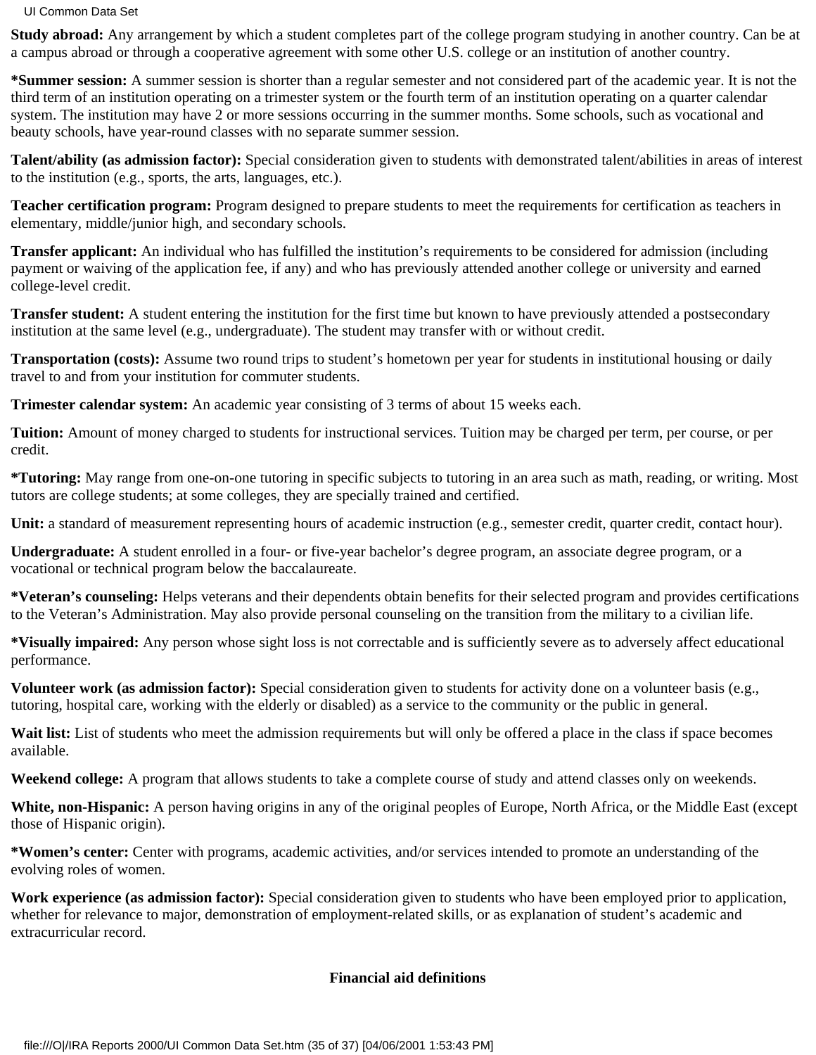**Study abroad:** Any arrangement by which a student completes part of the college program studying in another country. Can be at a campus abroad or through a cooperative agreement with some other U.S. college or an institution of another country.

***Summer session:** A summer session is shorter than a regular semester and not considered part of the academic year. It is not the third term of an institution operating on a trimester system or the fourth term of an institution operating on a quarter calendar system. The institution may have 2 or more sessions occurring in the summer months. Some schools, such as vocational and beauty schools, have year-round classes with no separate summer session.

**Talent/ability (as admission factor):** Special consideration given to students with demonstrated talent/abilities in areas of interest to the institution (e.g., sports, the arts, languages, etc.).

**Teacher certification program:** Program designed to prepare students to meet the requirements for certification as teachers in elementary, middle/junior high, and secondary schools.

**Transfer applicant:** An individual who has fulfilled the institution's requirements to be considered for admission (including payment or waiving of the application fee, if any) and who has previously attended another college or university and earned college-level credit.

**Transfer student:** A student entering the institution for the first time but known to have previously attended a postsecondary institution at the same level (e.g., undergraduate). The student may transfer with or without credit.

**Transportation (costs):** Assume two round trips to student's hometown per year for students in institutional housing or daily travel to and from your institution for commuter students.

**Trimester calendar system:** An academic year consisting of 3 terms of about 15 weeks each.

**Tuition:** Amount of money charged to students for instructional services. Tuition may be charged per term, per course, or per credit.

***Tutoring:** May range from one-on-one tutoring in specific subjects to tutoring in an area such as math, reading, or writing. Most tutors are college students; at some colleges, they are specially trained and certified.

**Unit:** a standard of measurement representing hours of academic instruction (e.g., semester credit, quarter credit, contact hour).

**Undergraduate:** A student enrolled in a four- or five-year bachelor's degree program, an associate degree program, or a vocational or technical program below the baccalaureate.

***Veteran's counseling:** Helps veterans and their dependents obtain benefits for their selected program and provides certifications to the Veteran's Administration. May also provide personal counseling on the transition from the military to a civilian life.

***Visually impaired:** Any person whose sight loss is not correctable and is sufficiently severe as to adversely affect educational performance.

**Volunteer work (as admission factor):** Special consideration given to students for activity done on a volunteer basis (e.g., tutoring, hospital care, working with the elderly or disabled) as a service to the community or the public in general.

**Wait list:** List of students who meet the admission requirements but will only be offered a place in the class if space becomes available.

**Weekend college:** A program that allows students to take a complete course of study and attend classes only on weekends.

**White, non-Hispanic:** A person having origins in any of the original peoples of Europe, North Africa, or the Middle East (except those of Hispanic origin).

***Women's center:** Center with programs, academic activities, and/or services intended to promote an understanding of the evolving roles of women.

**Work experience (as admission factor):** Special consideration given to students who have been employed prior to application, whether for relevance to major, demonstration of employment-related skills, or as explanation of student's academic and extracurricular record.

## Financial aid definitions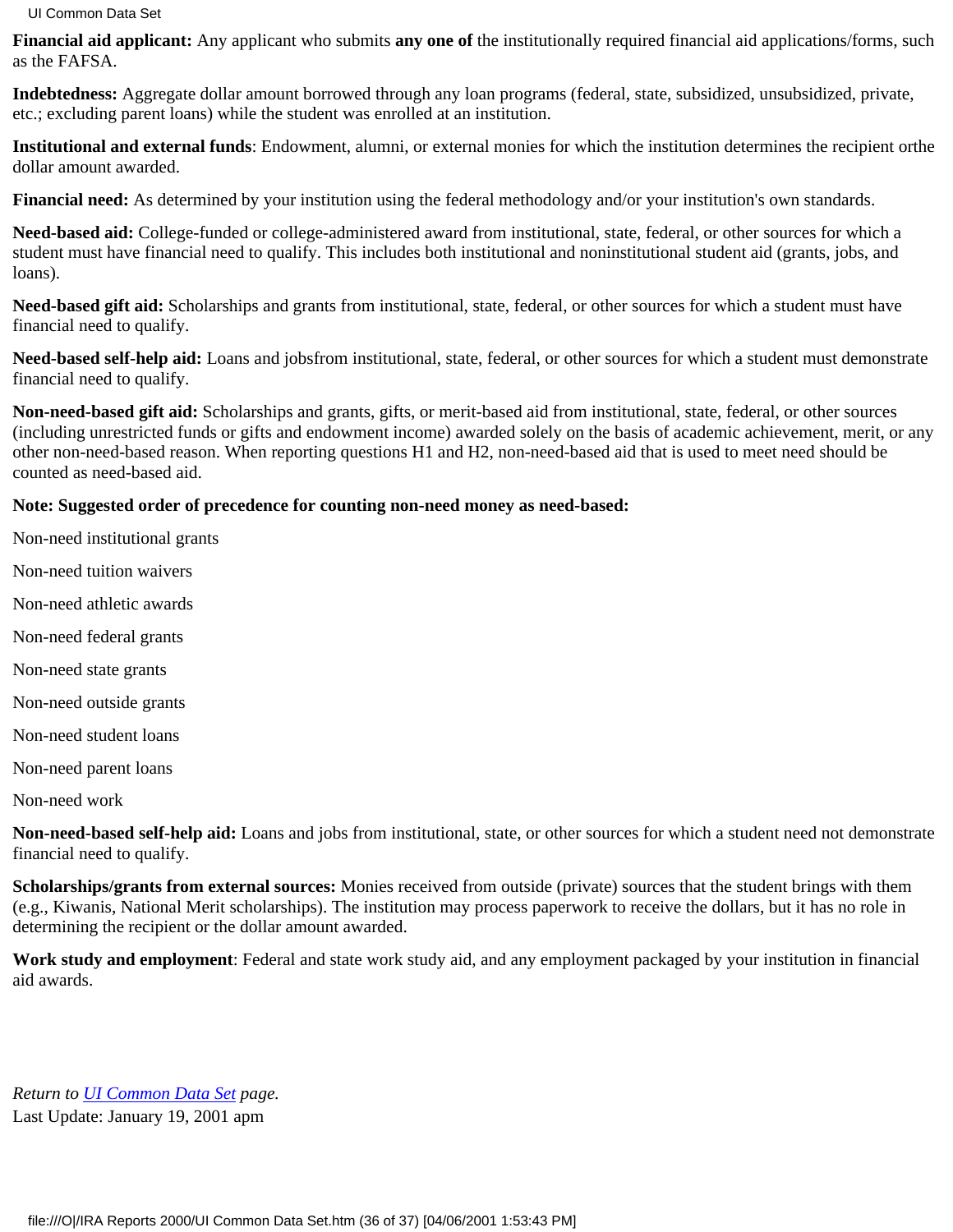**Financial aid applicant:** Any applicant who submits **any one of** the institutionally required financial aid applications/forms, such as the FAFSA.

**Indebtedness:** Aggregate dollar amount borrowed through any loan programs (federal, state, subsidized, unsubsidized, private, etc.; excluding parent loans) while the student was enrolled at an institution.

**Institutional and external funds**: Endowment, alumni, or external monies for which the institution determines the recipient orthe dollar amount awarded.

**Financial need:** As determined by your institution using the federal methodology and/or your institution's own standards.

**Need-based aid:** College-funded or college-administered award from institutional, state, federal, or other sources for which a student must have financial need to qualify. This includes both institutional and noninstitutional student aid (grants, jobs, and loans).

**Need-based gift aid:** Scholarships and grants from institutional, state, federal, or other sources for which a student must have financial need to qualify.

**Need-based self-help aid:** Loans and jobsfrom institutional, state, federal, or other sources for which a student must demonstrate financial need to qualify.

**Non-need-based gift aid:** Scholarships and grants, gifts, or merit-based aid from institutional, state, federal, or other sources (including unrestricted funds or gifts and endowment income) awarded solely on the basis of academic achievement, merit, or any other non-need-based reason. When reporting questions H1 and H2, non-need-based aid that is used to meet need should be counted as need-based aid.

**Note: Suggested order of precedence for counting non-need money as need-based:**

Non-need institutional grants

Non-need tuition waivers

Non-need athletic awards

Non-need federal grants

Non-need state grants

Non-need outside grants

Non-need student loans

Non-need parent loans

Non-need work

**Non-need-based self-help aid:** Loans and jobs from institutional, state, or other sources for which a student need not demonstrate financial need to qualify.

**Scholarships/grants from external sources:** Monies received from outside (private) sources that the student brings with them (e.g., Kiwanis, National Merit scholarships). The institution may process paperwork to receive the dollars, but it has no role in determining the recipient or the dollar amount awarded.

**Work study and employment**: Federal and state work study aid, and any employment packaged by your institution in financial aid awards.

*Return to UI Common Data Set page.*
Last Update: January 19, 2001 apm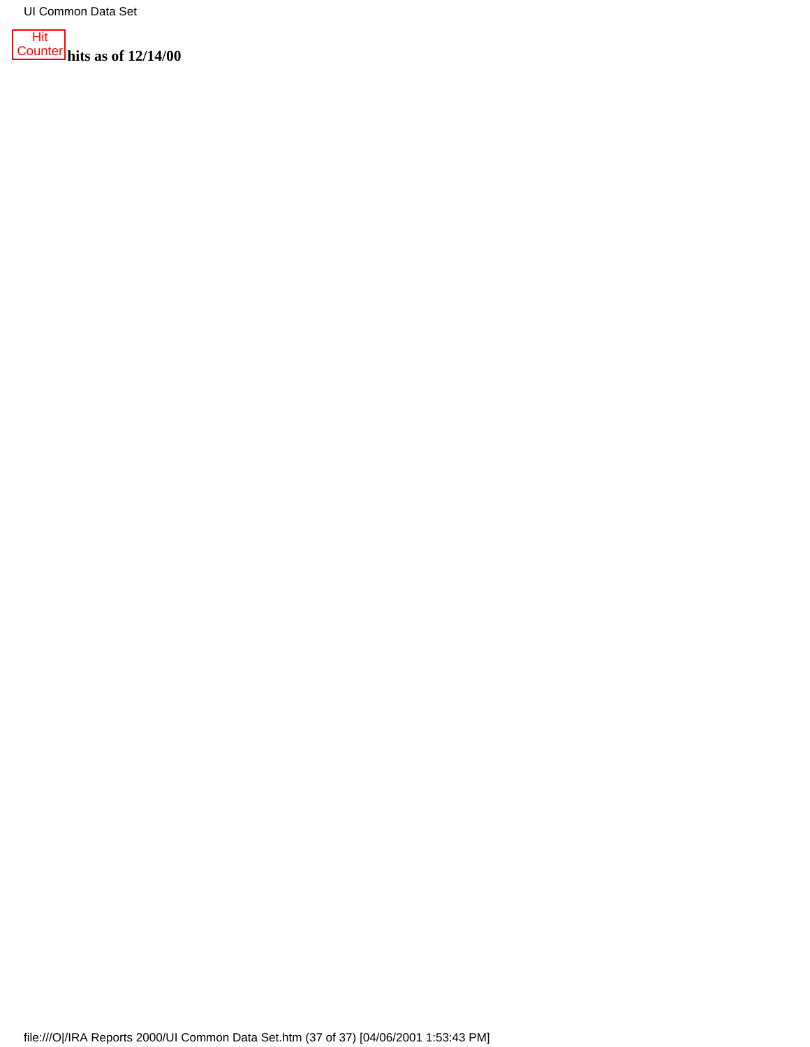Hit Counter **hits as of 12/14/00**